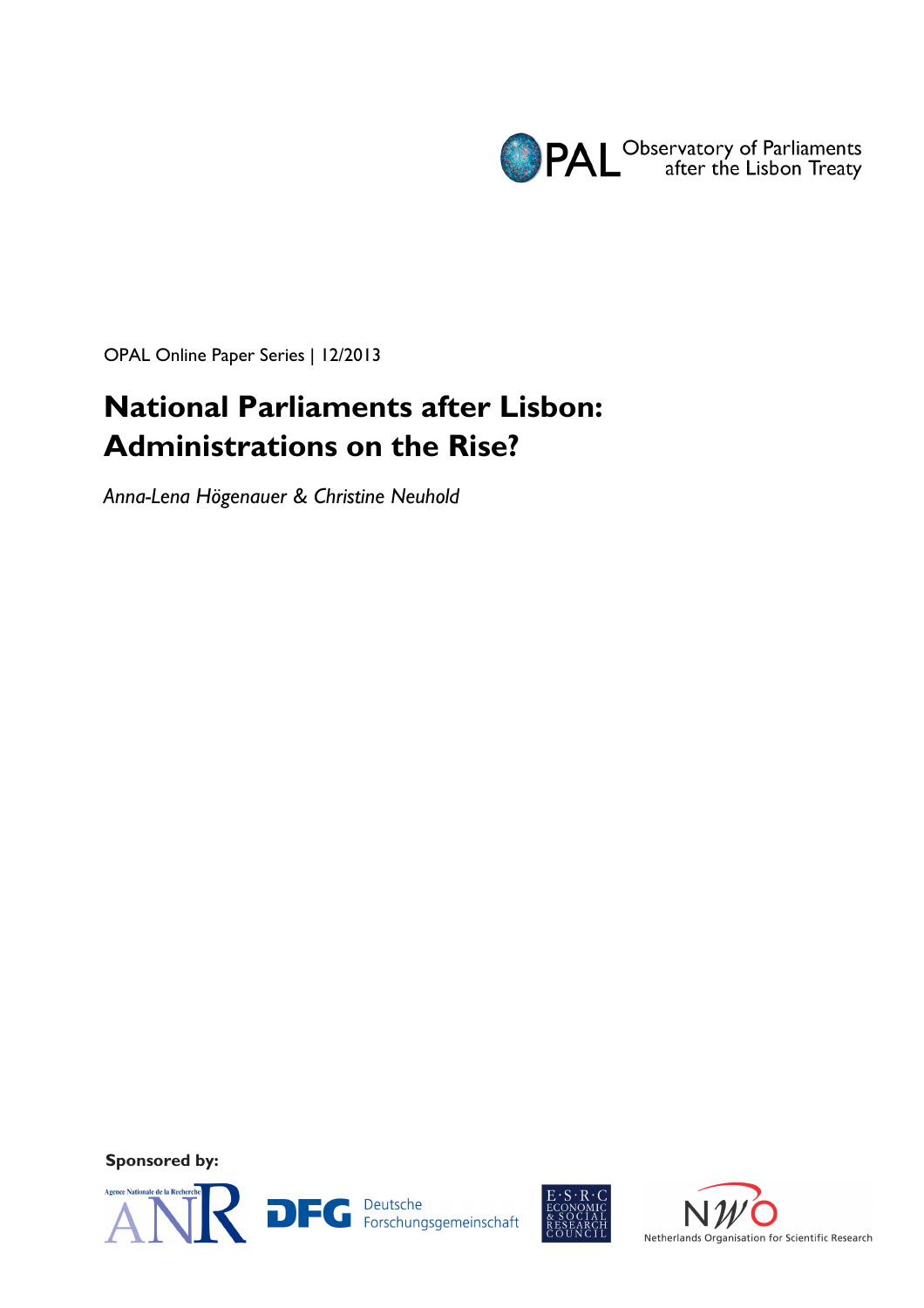OPAL Observatory of Parliaments after the Lisbon Treaty

OPAL Online Paper Series | 12/2013

# National Parliaments after Lisbon: Administrations on the Rise?

*Anna-Lena Högenauer & Christine Neuhold*

**Sponsored by:**

Agence Nationale de la Recherche ANR

DFG Deutsche Forschungsgemeinschaft

E·S·R·C ECONOMIC & SOCIAL RESEARCH COUNCIL

NWO Netherlands Organisation for Scientific Research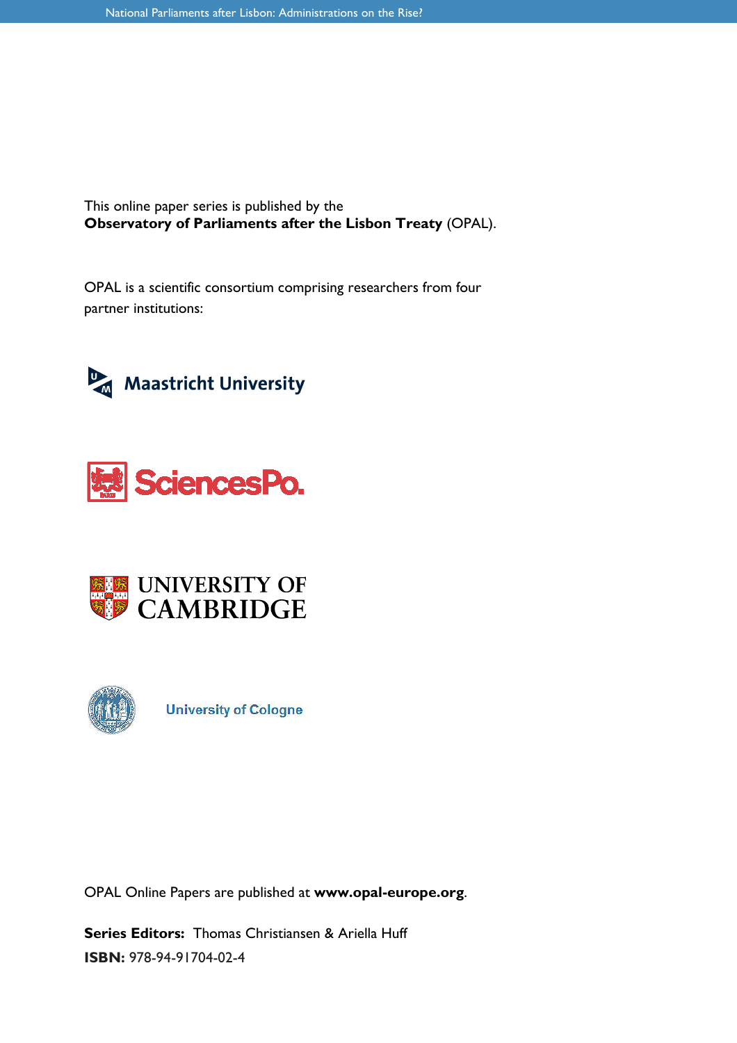This online paper series is published by the
**Observatory of Parliaments after the Lisbon Treaty** (OPAL).

OPAL is a scientific consortium comprising researchers from four partner institutions:

Maastricht University

SciencesPo.

UNIVERSITY OF CAMBRIDGE

University of Cologne

OPAL Online Papers are published at **www.opal-europe.org**.

**Series Editors:** Thomas Christiansen & Ariella Huff
**ISBN:** 978-94-91704-02-4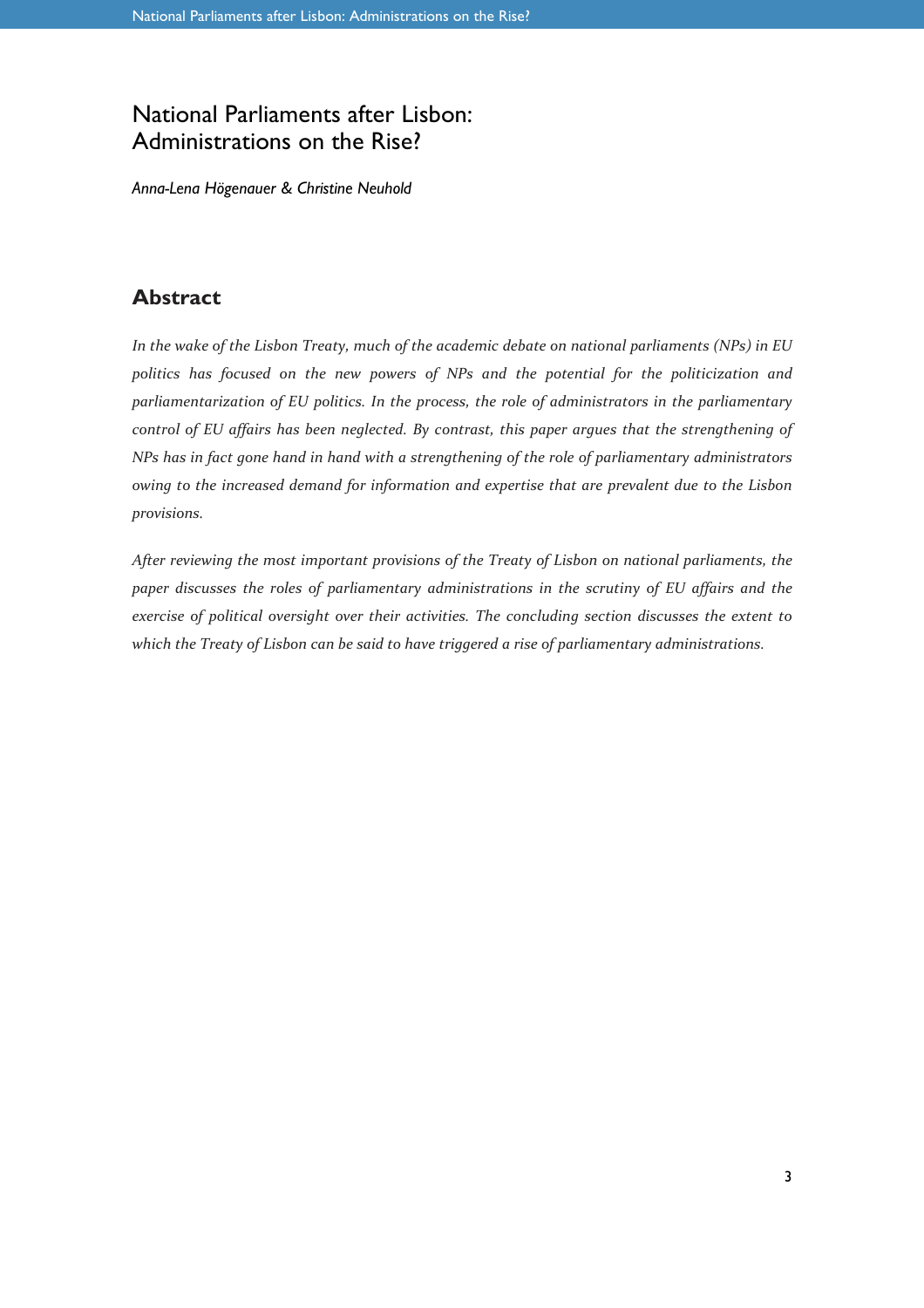# National Parliaments after Lisbon: Administrations on the Rise?

*Anna-Lena Högenauer & Christine Neuhold*

## Abstract

*In the wake of the Lisbon Treaty, much of the academic debate on national parliaments (NPs) in EU politics has focused on the new powers of NPs and the potential for the politicization and parliamentarization of EU politics. In the process, the role of administrators in the parliamentary control of EU affairs has been neglected. By contrast, this paper argues that the strengthening of NPs has in fact gone hand in hand with a strengthening of the role of parliamentary administrators owing to the increased demand for information and expertise that are prevalent due to the Lisbon provisions.*

*After reviewing the most important provisions of the Treaty of Lisbon on national parliaments, the paper discusses the roles of parliamentary administrations in the scrutiny of EU affairs and the exercise of political oversight over their activities. The concluding section discusses the extent to which the Treaty of Lisbon can be said to have triggered a rise of parliamentary administrations.*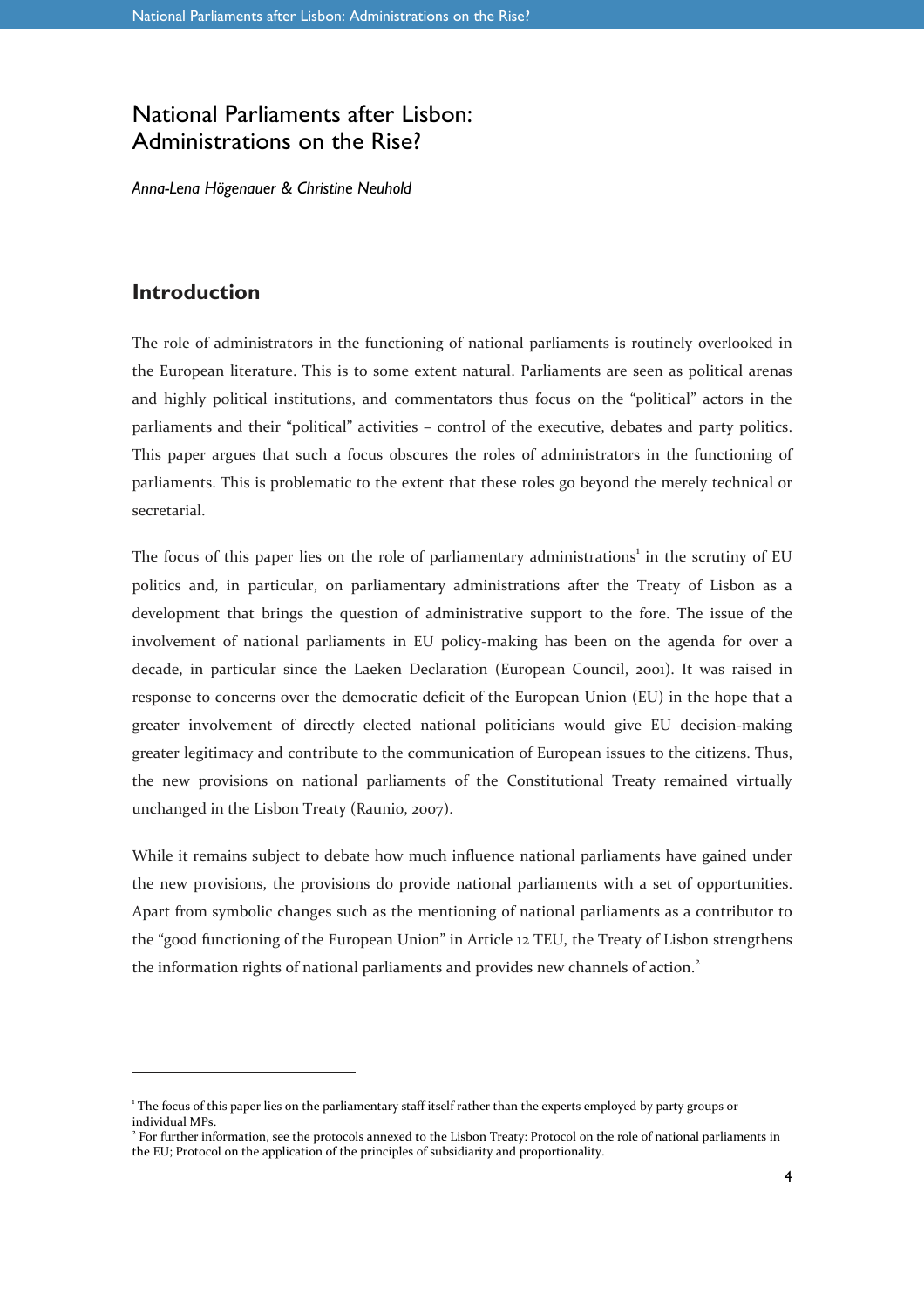# National Parliaments after Lisbon: Administrations on the Rise?

*Anna-Lena Högenauer & Christine Neuhold*

## Introduction

The role of administrators in the functioning of national parliaments is routinely overlooked in the European literature. This is to some extent natural. Parliaments are seen as political arenas and highly political institutions, and commentators thus focus on the "political" actors in the parliaments and their "political" activities – control of the executive, debates and party politics. This paper argues that such a focus obscures the roles of administrators in the functioning of parliaments. This is problematic to the extent that these roles go beyond the merely technical or secretarial.

The focus of this paper lies on the role of parliamentary administrations[1] in the scrutiny of EU politics and, in particular, on parliamentary administrations after the Treaty of Lisbon as a development that brings the question of administrative support to the fore. The issue of the involvement of national parliaments in EU policy-making has been on the agenda for over a decade, in particular since the Laeken Declaration (European Council, 2001). It was raised in response to concerns over the democratic deficit of the European Union (EU) in the hope that a greater involvement of directly elected national politicians would give EU decision-making greater legitimacy and contribute to the communication of European issues to the citizens. Thus, the new provisions on national parliaments of the Constitutional Treaty remained virtually unchanged in the Lisbon Treaty (Raunio, 2007).

While it remains subject to debate how much influence national parliaments have gained under the new provisions, the provisions do provide national parliaments with a set of opportunities. Apart from symbolic changes such as the mentioning of national parliaments as a contributor to the "good functioning of the European Union" in Article 12 TEU, the Treaty of Lisbon strengthens the information rights of national parliaments and provides new channels of action.[2]

---

[1] The focus of this paper lies on the parliamentary staff itself rather than the experts employed by party groups or individual MPs.

[2] For further information, see the protocols annexed to the Lisbon Treaty: Protocol on the role of national parliaments in the EU; Protocol on the application of the principles of subsidiarity and proportionality.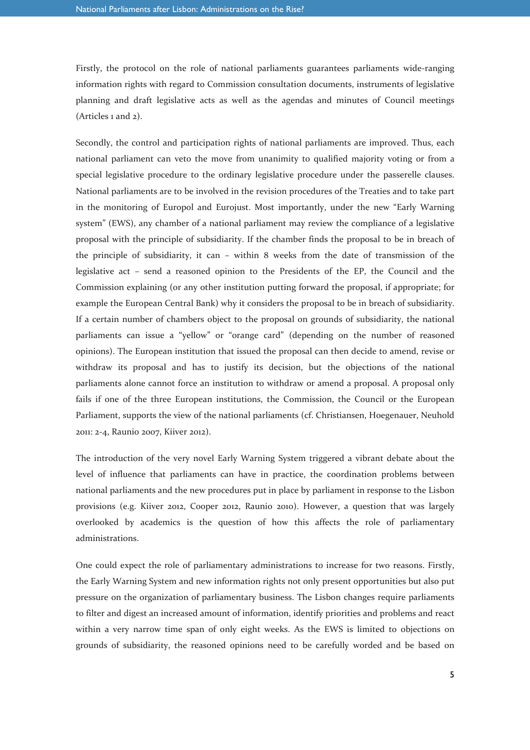Firstly, the protocol on the role of national parliaments guarantees parliaments wide-ranging information rights with regard to Commission consultation documents, instruments of legislative planning and draft legislative acts as well as the agendas and minutes of Council meetings (Articles 1 and 2).

Secondly, the control and participation rights of national parliaments are improved. Thus, each national parliament can veto the move from unanimity to qualified majority voting or from a special legislative procedure to the ordinary legislative procedure under the passerelle clauses. National parliaments are to be involved in the revision procedures of the Treaties and to take part in the monitoring of Europol and Eurojust. Most importantly, under the new "Early Warning system" (EWS), any chamber of a national parliament may review the compliance of a legislative proposal with the principle of subsidiarity. If the chamber finds the proposal to be in breach of the principle of subsidiarity, it can – within 8 weeks from the date of transmission of the legislative act – send a reasoned opinion to the Presidents of the EP, the Council and the Commission explaining (or any other institution putting forward the proposal, if appropriate; for example the European Central Bank) why it considers the proposal to be in breach of subsidiarity. If a certain number of chambers object to the proposal on grounds of subsidiarity, the national parliaments can issue a "yellow" or "orange card" (depending on the number of reasoned opinions). The European institution that issued the proposal can then decide to amend, revise or withdraw its proposal and has to justify its decision, but the objections of the national parliaments alone cannot force an institution to withdraw or amend a proposal. A proposal only fails if one of the three European institutions, the Commission, the Council or the European Parliament, supports the view of the national parliaments (cf. Christiansen, Hoegenauer, Neuhold 2011: 2-4, Raunio 2007, Kiiver 2012).

The introduction of the very novel Early Warning System triggered a vibrant debate about the level of influence that parliaments can have in practice, the coordination problems between national parliaments and the new procedures put in place by parliament in response to the Lisbon provisions (e.g. Kiiver 2012, Cooper 2012, Raunio 2010). However, a question that was largely overlooked by academics is the question of how this affects the role of parliamentary administrations.

One could expect the role of parliamentary administrations to increase for two reasons. Firstly, the Early Warning System and new information rights not only present opportunities but also put pressure on the organization of parliamentary business. The Lisbon changes require parliaments to filter and digest an increased amount of information, identify priorities and problems and react within a very narrow time span of only eight weeks. As the EWS is limited to objections on grounds of subsidiarity, the reasoned opinions need to be carefully worded and be based on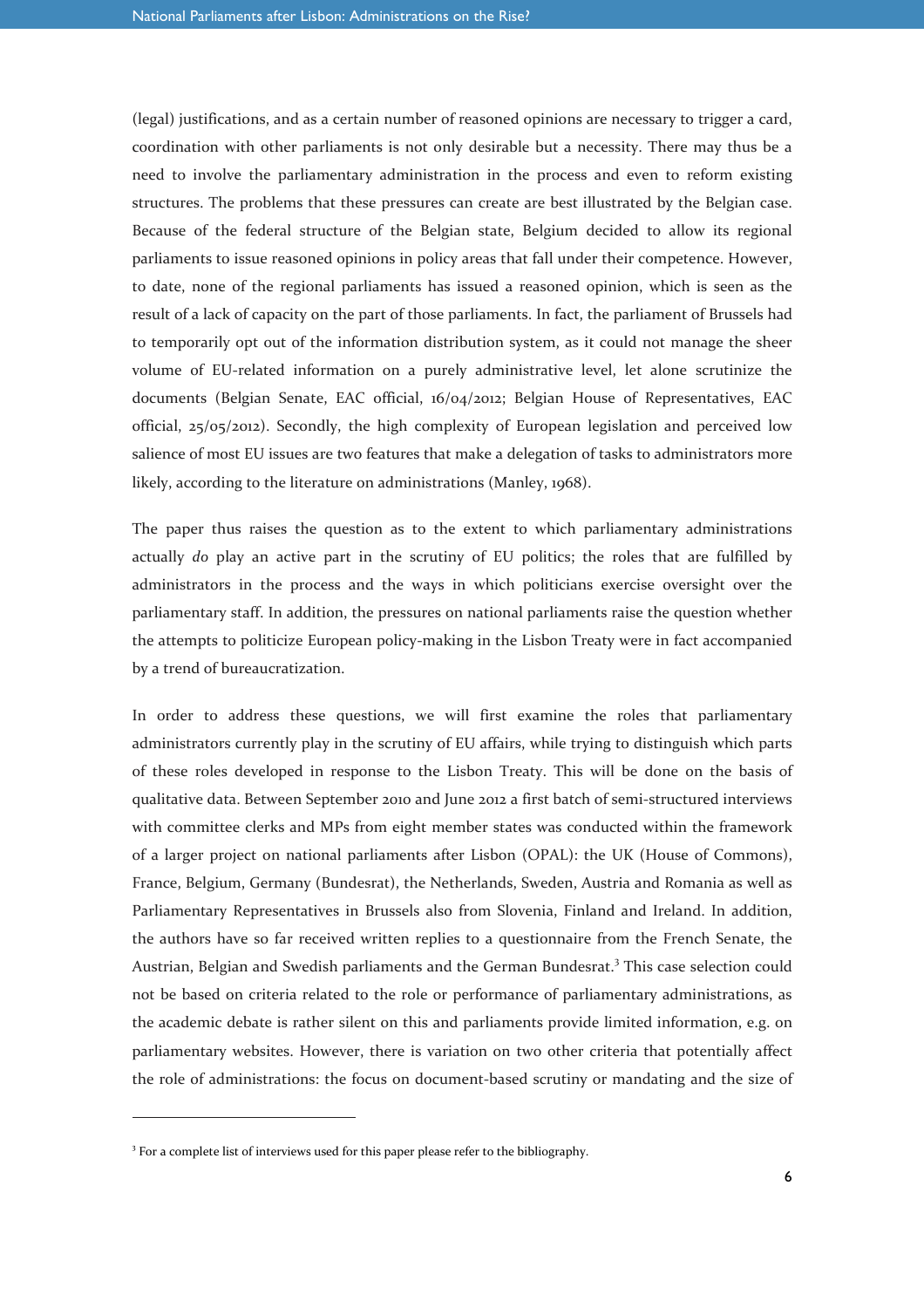(legal) justifications, and as a certain number of reasoned opinions are necessary to trigger a card, coordination with other parliaments is not only desirable but a necessity. There may thus be a need to involve the parliamentary administration in the process and even to reform existing structures. The problems that these pressures can create are best illustrated by the Belgian case. Because of the federal structure of the Belgian state, Belgium decided to allow its regional parliaments to issue reasoned opinions in policy areas that fall under their competence. However, to date, none of the regional parliaments has issued a reasoned opinion, which is seen as the result of a lack of capacity on the part of those parliaments. In fact, the parliament of Brussels had to temporarily opt out of the information distribution system, as it could not manage the sheer volume of EU-related information on a purely administrative level, let alone scrutinize the documents (Belgian Senate, EAC official, 16/04/2012; Belgian House of Representatives, EAC official, 25/05/2012). Secondly, the high complexity of European legislation and perceived low salience of most EU issues are two features that make a delegation of tasks to administrators more likely, according to the literature on administrations (Manley, 1968).

The paper thus raises the question as to the extent to which parliamentary administrations actually *do* play an active part in the scrutiny of EU politics; the roles that are fulfilled by administrators in the process and the ways in which politicians exercise oversight over the parliamentary staff. In addition, the pressures on national parliaments raise the question whether the attempts to politicize European policy-making in the Lisbon Treaty were in fact accompanied by a trend of bureaucratization.

In order to address these questions, we will first examine the roles that parliamentary administrators currently play in the scrutiny of EU affairs, while trying to distinguish which parts of these roles developed in response to the Lisbon Treaty. This will be done on the basis of qualitative data. Between September 2010 and June 2012 a first batch of semi-structured interviews with committee clerks and MPs from eight member states was conducted within the framework of a larger project on national parliaments after Lisbon (OPAL): the UK (House of Commons), France, Belgium, Germany (Bundesrat), the Netherlands, Sweden, Austria and Romania as well as Parliamentary Representatives in Brussels also from Slovenia, Finland and Ireland. In addition, the authors have so far received written replies to a questionnaire from the French Senate, the Austrian, Belgian and Swedish parliaments and the German Bundesrat.[3] This case selection could not be based on criteria related to the role or performance of parliamentary administrations, as the academic debate is rather silent on this and parliaments provide limited information, e.g. on parliamentary websites. However, there is variation on two other criteria that potentially affect the role of administrations: the focus on document-based scrutiny or mandating and the size of

[3] For a complete list of interviews used for this paper please refer to the bibliography.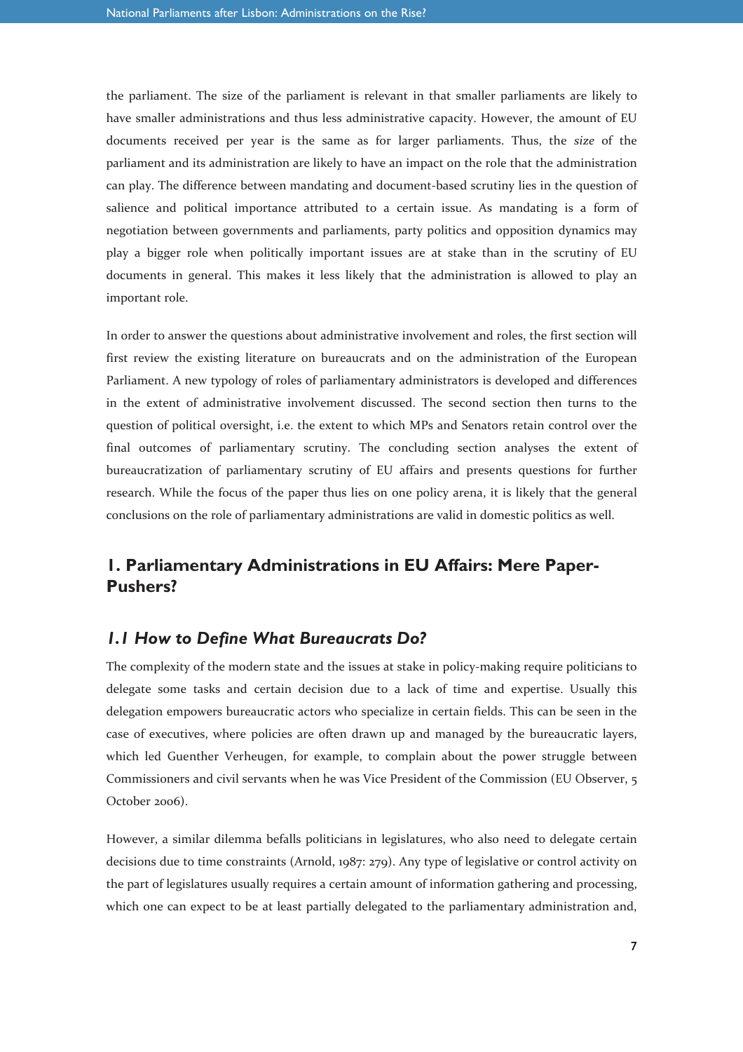the parliament. The size of the parliament is relevant in that smaller parliaments are likely to have smaller administrations and thus less administrative capacity. However, the amount of EU documents received per year is the same as for larger parliaments. Thus, the *size* of the parliament and its administration are likely to have an impact on the role that the administration can play. The difference between mandating and document-based scrutiny lies in the question of salience and political importance attributed to a certain issue. As mandating is a form of negotiation between governments and parliaments, party politics and opposition dynamics may play a bigger role when politically important issues are at stake than in the scrutiny of EU documents in general. This makes it less likely that the administration is allowed to play an important role.

In order to answer the questions about administrative involvement and roles, the first section will first review the existing literature on bureaucrats and on the administration of the European Parliament. A new typology of roles of parliamentary administrators is developed and differences in the extent of administrative involvement discussed. The second section then turns to the question of political oversight, i.e. the extent to which MPs and Senators retain control over the final outcomes of parliamentary scrutiny. The concluding section analyses the extent of bureaucratization of parliamentary scrutiny of EU affairs and presents questions for further research. While the focus of the paper thus lies on one policy arena, it is likely that the general conclusions on the role of parliamentary administrations are valid in domestic politics as well.

## 1. Parliamentary Administrations in EU Affairs: Mere Paper-Pushers?

### *1.1 How to Define What Bureaucrats Do?*

The complexity of the modern state and the issues at stake in policy-making require politicians to delegate some tasks and certain decision due to a lack of time and expertise. Usually this delegation empowers bureaucratic actors who specialize in certain fields. This can be seen in the case of executives, where policies are often drawn up and managed by the bureaucratic layers, which led Guenther Verheugen, for example, to complain about the power struggle between Commissioners and civil servants when he was Vice President of the Commission (EU Observer, 5 October 2006).

However, a similar dilemma befalls politicians in legislatures, who also need to delegate certain decisions due to time constraints (Arnold, 1987: 279). Any type of legislative or control activity on the part of legislatures usually requires a certain amount of information gathering and processing, which one can expect to be at least partially delegated to the parliamentary administration and,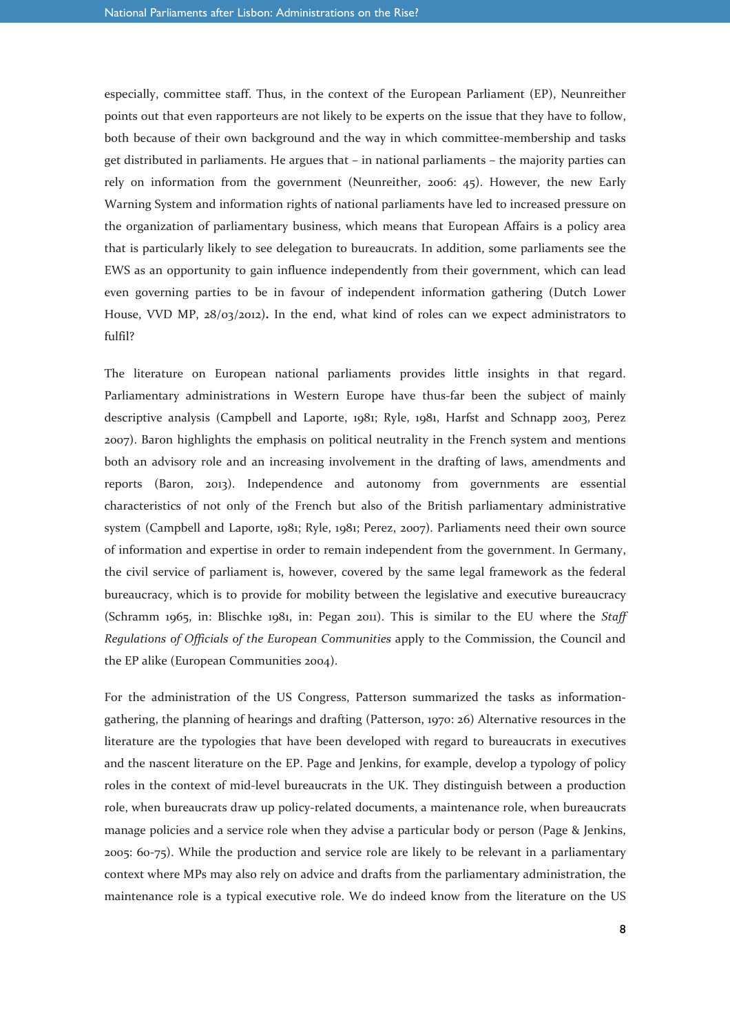especially, committee staff. Thus, in the context of the European Parliament (EP), Neunreither points out that even rapporteurs are not likely to be experts on the issue that they have to follow, both because of their own background and the way in which committee-membership and tasks get distributed in parliaments. He argues that – in national parliaments – the majority parties can rely on information from the government (Neunreither, 2006: 45). However, the new Early Warning System and information rights of national parliaments have led to increased pressure on the organization of parliamentary business, which means that European Affairs is a policy area that is particularly likely to see delegation to bureaucrats. In addition, some parliaments see the EWS as an opportunity to gain influence independently from their government, which can lead even governing parties to be in favour of independent information gathering (Dutch Lower House, VVD MP, 28/03/2012). In the end, what kind of roles can we expect administrators to fulfil?

The literature on European national parliaments provides little insights in that regard. Parliamentary administrations in Western Europe have thus-far been the subject of mainly descriptive analysis (Campbell and Laporte, 1981; Ryle, 1981, Harfst and Schnapp 2003, Perez 2007). Baron highlights the emphasis on political neutrality in the French system and mentions both an advisory role and an increasing involvement in the drafting of laws, amendments and reports (Baron, 2013). Independence and autonomy from governments are essential characteristics of not only of the French but also of the British parliamentary administrative system (Campbell and Laporte, 1981; Ryle, 1981; Perez, 2007). Parliaments need their own source of information and expertise in order to remain independent from the government. In Germany, the civil service of parliament is, however, covered by the same legal framework as the federal bureaucracy, which is to provide for mobility between the legislative and executive bureaucracy (Schramm 1965, in: Blischke 1981, in: Pegan 2011). This is similar to the EU where the *Staff Regulations of Officials of the European Communities* apply to the Commission, the Council and the EP alike (European Communities 2004).

For the administration of the US Congress, Patterson summarized the tasks as information-gathering, the planning of hearings and drafting (Patterson, 1970: 26) Alternative resources in the literature are the typologies that have been developed with regard to bureaucrats in executives and the nascent literature on the EP. Page and Jenkins, for example, develop a typology of policy roles in the context of mid-level bureaucrats in the UK. They distinguish between a production role, when bureaucrats draw up policy-related documents, a maintenance role, when bureaucrats manage policies and a service role when they advise a particular body or person (Page & Jenkins, 2005: 60-75). While the production and service role are likely to be relevant in a parliamentary context where MPs may also rely on advice and drafts from the parliamentary administration, the maintenance role is a typical executive role. We do indeed know from the literature on the US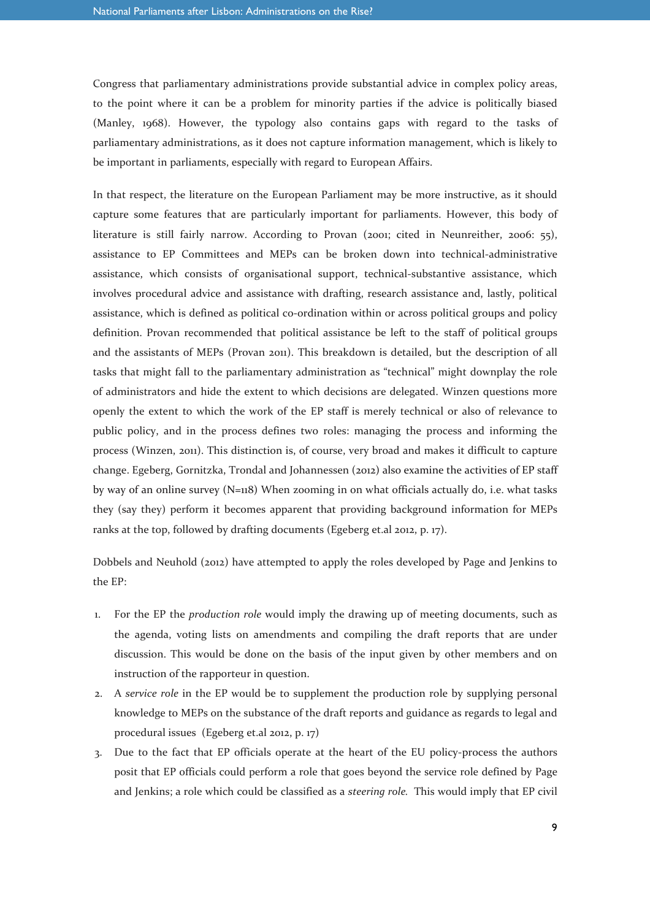Congress that parliamentary administrations provide substantial advice in complex policy areas, to the point where it can be a problem for minority parties if the advice is politically biased (Manley, 1968). However, the typology also contains gaps with regard to the tasks of parliamentary administrations, as it does not capture information management, which is likely to be important in parliaments, especially with regard to European Affairs.

In that respect, the literature on the European Parliament may be more instructive, as it should capture some features that are particularly important for parliaments. However, this body of literature is still fairly narrow. According to Provan (2001; cited in Neunreither, 2006: 55), assistance to EP Committees and MEPs can be broken down into technical-administrative assistance, which consists of organisational support, technical-substantive assistance, which involves procedural advice and assistance with drafting, research assistance and, lastly, political assistance, which is defined as political co-ordination within or across political groups and policy definition. Provan recommended that political assistance be left to the staff of political groups and the assistants of MEPs (Provan 2011). This breakdown is detailed, but the description of all tasks that might fall to the parliamentary administration as "technical" might downplay the role of administrators and hide the extent to which decisions are delegated. Winzen questions more openly the extent to which the work of the EP staff is merely technical or also of relevance to public policy, and in the process defines two roles: managing the process and informing the process (Winzen, 2011). This distinction is, of course, very broad and makes it difficult to capture change. Egeberg, Gornitzka, Trondal and Johannessen (2012) also examine the activities of EP staff by way of an online survey (N=118) When zooming in on what officials actually do, i.e. what tasks they (say they) perform it becomes apparent that providing background information for MEPs ranks at the top, followed by drafting documents (Egeberg et.al 2012, p. 17).

Dobbels and Neuhold (2012) have attempted to apply the roles developed by Page and Jenkins to the EP:

1. For the EP the *production role* would imply the drawing up of meeting documents, such as the agenda, voting lists on amendments and compiling the draft reports that are under discussion. This would be done on the basis of the input given by other members and on instruction of the rapporteur in question.
2. A *service role* in the EP would be to supplement the production role by supplying personal knowledge to MEPs on the substance of the draft reports and guidance as regards to legal and procedural issues (Egeberg et.al 2012, p. 17)
3. Due to the fact that EP officials operate at the heart of the EU policy-process the authors posit that EP officials could perform a role that goes beyond the service role defined by Page and Jenkins; a role which could be classified as a *steering role*. This would imply that EP civil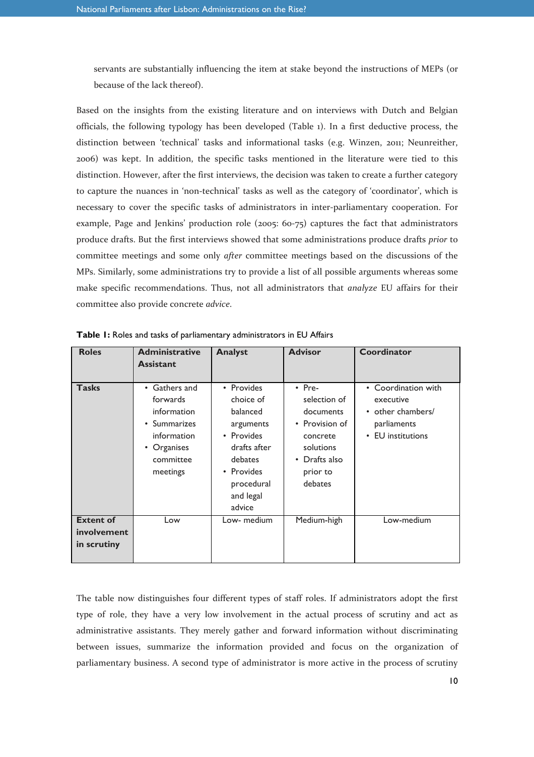servants are substantially influencing the item at stake beyond the instructions of MEPs (or because of the lack thereof).

Based on the insights from the existing literature and on interviews with Dutch and Belgian officials, the following typology has been developed (Table 1). In a first deductive process, the distinction between 'technical' tasks and informational tasks (e.g. Winzen, 2011; Neunreither, 2006) was kept. In addition, the specific tasks mentioned in the literature were tied to this distinction. However, after the first interviews, the decision was taken to create a further category to capture the nuances in 'non-technical' tasks as well as the category of 'coordinator', which is necessary to cover the specific tasks of administrators in inter-parliamentary cooperation. For example, Page and Jenkins' production role (2005: 60-75) captures the fact that administrators produce drafts. But the first interviews showed that some administrations produce drafts *prior* to committee meetings and some only *after* committee meetings based on the discussions of the MPs. Similarly, some administrations try to provide a list of all possible arguments whereas some make specific recommendations. Thus, not all administrators that *analyze* EU affairs for their committee also provide concrete *advice*.

**Table 1:** Roles and tasks of parliamentary administrators in EU Affairs

| Roles | Administrative Assistant | Analyst | Advisor | Coordinator |
|---|---|---|---|---|
| Tasks | • Gathers and forwards information<br>• Summarizes information<br>• Organises committee meetings | • Provides choice of balanced arguments<br>• Provides drafts after debates<br>• Provides procedural and legal advice | • Pre-selection of documents<br>• Provision of concrete solutions<br>• Drafts also prior to debates | • Coordination with executive<br>• other chambers/ parliaments<br>• EU institutions |
| Extent of involvement in scrutiny | Low | Low- medium | Medium-high | Low-medium |

The table now distinguishes four different types of staff roles. If administrators adopt the first type of role, they have a very low involvement in the actual process of scrutiny and act as administrative assistants. They merely gather and forward information without discriminating between issues, summarize the information provided and focus on the organization of parliamentary business. A second type of administrator is more active in the process of scrutiny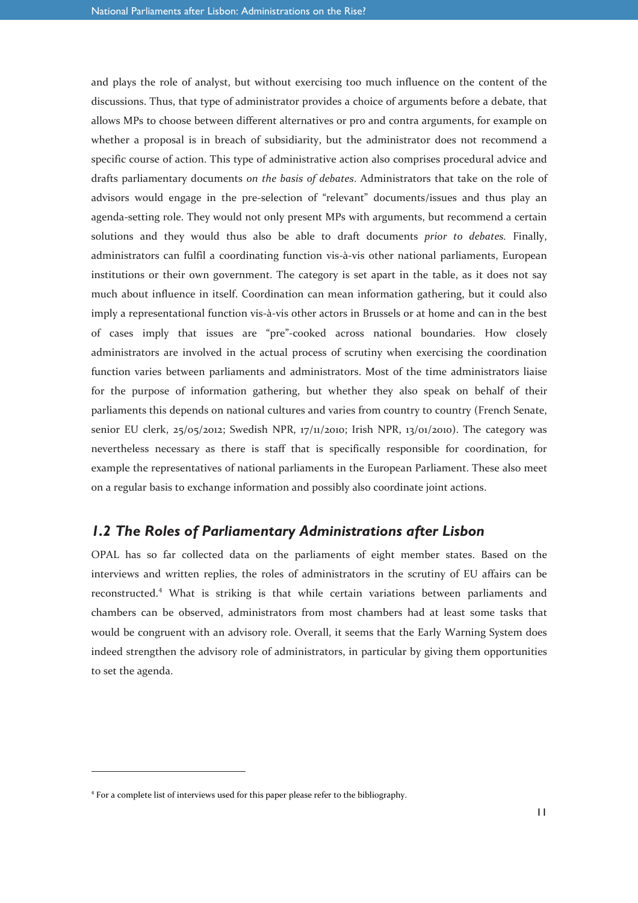and plays the role of analyst, but without exercising too much influence on the content of the discussions. Thus, that type of administrator provides a choice of arguments before a debate, that allows MPs to choose between different alternatives or pro and contra arguments, for example on whether a proposal is in breach of subsidiarity, but the administrator does not recommend a specific course of action. This type of administrative action also comprises procedural advice and drafts parliamentary documents *on the basis of debates*. Administrators that take on the role of advisors would engage in the pre-selection of "relevant" documents/issues and thus play an agenda-setting role. They would not only present MPs with arguments, but recommend a certain solutions and they would thus also be able to draft documents *prior to debates.* Finally, administrators can fulfil a coordinating function vis-à-vis other national parliaments, European institutions or their own government. The category is set apart in the table, as it does not say much about influence in itself. Coordination can mean information gathering, but it could also imply a representational function vis-à-vis other actors in Brussels or at home and can in the best of cases imply that issues are "pre"-cooked across national boundaries. How closely administrators are involved in the actual process of scrutiny when exercising the coordination function varies between parliaments and administrators. Most of the time administrators liaise for the purpose of information gathering, but whether they also speak on behalf of their parliaments this depends on national cultures and varies from country to country (French Senate, senior EU clerk, 25/05/2012; Swedish NPR, 17/11/2010; Irish NPR, 13/01/2010). The category was nevertheless necessary as there is staff that is specifically responsible for coordination, for example the representatives of national parliaments in the European Parliament. These also meet on a regular basis to exchange information and possibly also coordinate joint actions.

## *1.2 The Roles of Parliamentary Administrations after Lisbon*

OPAL has so far collected data on the parliaments of eight member states. Based on the interviews and written replies, the roles of administrators in the scrutiny of EU affairs can be reconstructed.[4] What is striking is that while certain variations between parliaments and chambers can be observed, administrators from most chambers had at least some tasks that would be congruent with an advisory role. Overall, it seems that the Early Warning System does indeed strengthen the advisory role of administrators, in particular by giving them opportunities to set the agenda.

---

[4] For a complete list of interviews used for this paper please refer to the bibliography.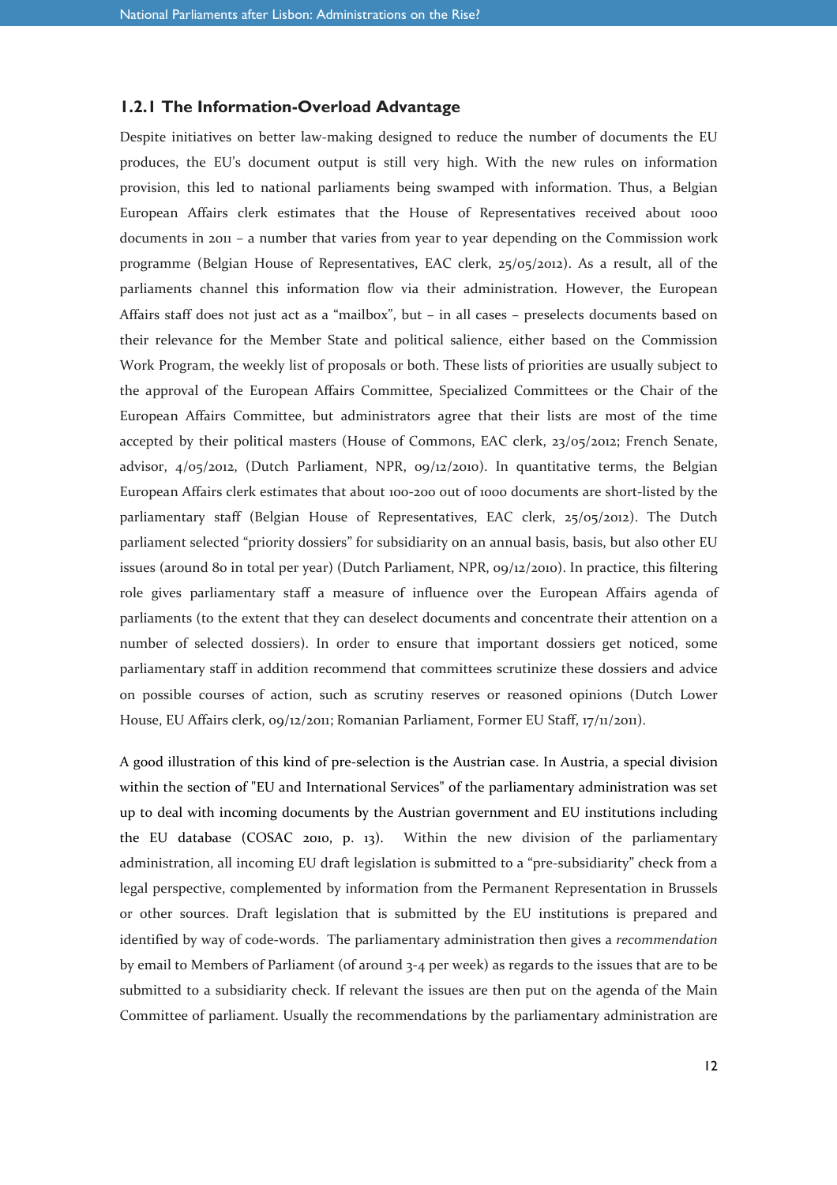### 1.2.1 The Information-Overload Advantage

Despite initiatives on better law-making designed to reduce the number of documents the EU produces, the EU's document output is still very high. With the new rules on information provision, this led to national parliaments being swamped with information. Thus, a Belgian European Affairs clerk estimates that the House of Representatives received about 1000 documents in 2011 – a number that varies from year to year depending on the Commission work programme (Belgian House of Representatives, EAC clerk, 25/05/2012). As a result, all of the parliaments channel this information flow via their administration. However, the European Affairs staff does not just act as a "mailbox", but – in all cases – preselects documents based on their relevance for the Member State and political salience, either based on the Commission Work Program, the weekly list of proposals or both. These lists of priorities are usually subject to the approval of the European Affairs Committee, Specialized Committees or the Chair of the European Affairs Committee, but administrators agree that their lists are most of the time accepted by their political masters (House of Commons, EAC clerk, 23/05/2012; French Senate, advisor, 4/05/2012, (Dutch Parliament, NPR, 09/12/2010). In quantitative terms, the Belgian European Affairs clerk estimates that about 100-200 out of 1000 documents are short-listed by the parliamentary staff (Belgian House of Representatives, EAC clerk, 25/05/2012). The Dutch parliament selected "priority dossiers" for subsidiarity on an annual basis, basis, but also other EU issues (around 80 in total per year) (Dutch Parliament, NPR, 09/12/2010). In practice, this filtering role gives parliamentary staff a measure of influence over the European Affairs agenda of parliaments (to the extent that they can deselect documents and concentrate their attention on a number of selected dossiers). In order to ensure that important dossiers get noticed, some parliamentary staff in addition recommend that committees scrutinize these dossiers and advice on possible courses of action, such as scrutiny reserves or reasoned opinions (Dutch Lower House, EU Affairs clerk, 09/12/2011; Romanian Parliament, Former EU Staff, 17/11/2011).

A good illustration of this kind of pre-selection is the Austrian case. In Austria, a special division within the section of "EU and International Services" of the parliamentary administration was set up to deal with incoming documents by the Austrian government and EU institutions including the EU database (COSAC 2010, p. 13). Within the new division of the parliamentary administration, all incoming EU draft legislation is submitted to a "pre-subsidiarity" check from a legal perspective, complemented by information from the Permanent Representation in Brussels or other sources. Draft legislation that is submitted by the EU institutions is prepared and identified by way of code-words. The parliamentary administration then gives a *recommendation* by email to Members of Parliament (of around 3-4 per week) as regards to the issues that are to be submitted to a subsidiarity check. If relevant the issues are then put on the agenda of the Main Committee of parliament. Usually the recommendations by the parliamentary administration are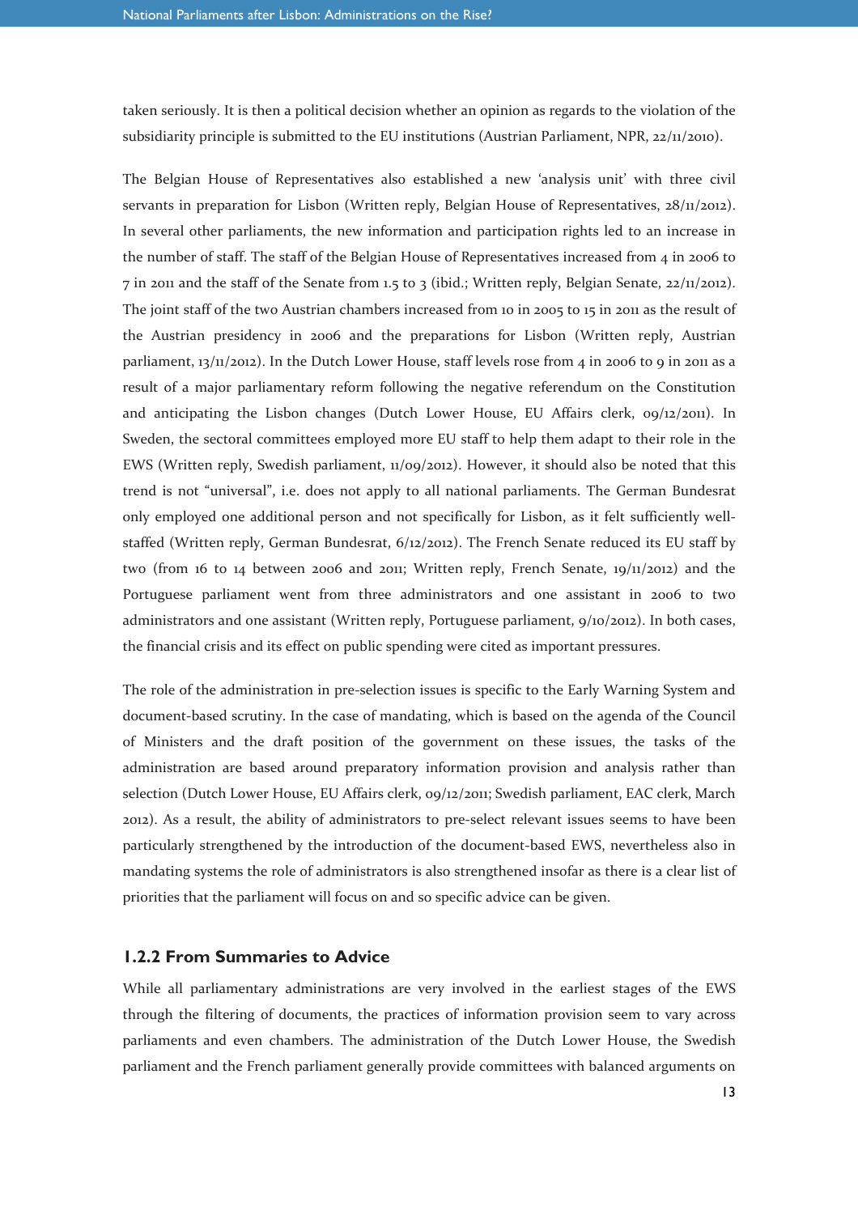taken seriously. It is then a political decision whether an opinion as regards to the violation of the subsidiarity principle is submitted to the EU institutions (Austrian Parliament, NPR, 22/11/2010).

The Belgian House of Representatives also established a new 'analysis unit' with three civil servants in preparation for Lisbon (Written reply, Belgian House of Representatives, 28/11/2012). In several other parliaments, the new information and participation rights led to an increase in the number of staff. The staff of the Belgian House of Representatives increased from 4 in 2006 to 7 in 2011 and the staff of the Senate from 1.5 to 3 (ibid.; Written reply, Belgian Senate, 22/11/2012). The joint staff of the two Austrian chambers increased from 10 in 2005 to 15 in 2011 as the result of the Austrian presidency in 2006 and the preparations for Lisbon (Written reply, Austrian parliament, 13/11/2012). In the Dutch Lower House, staff levels rose from 4 in 2006 to 9 in 2011 as a result of a major parliamentary reform following the negative referendum on the Constitution and anticipating the Lisbon changes (Dutch Lower House, EU Affairs clerk, 09/12/2011). In Sweden, the sectoral committees employed more EU staff to help them adapt to their role in the EWS (Written reply, Swedish parliament, 11/09/2012). However, it should also be noted that this trend is not "universal", i.e. does not apply to all national parliaments. The German Bundesrat only employed one additional person and not specifically for Lisbon, as it felt sufficiently well-staffed (Written reply, German Bundesrat, 6/12/2012). The French Senate reduced its EU staff by two (from 16 to 14 between 2006 and 2011; Written reply, French Senate, 19/11/2012) and the Portuguese parliament went from three administrators and one assistant in 2006 to two administrators and one assistant (Written reply, Portuguese parliament, 9/10/2012). In both cases, the financial crisis and its effect on public spending were cited as important pressures.

The role of the administration in pre-selection issues is specific to the Early Warning System and document-based scrutiny. In the case of mandating, which is based on the agenda of the Council of Ministers and the draft position of the government on these issues, the tasks of the administration are based around preparatory information provision and analysis rather than selection (Dutch Lower House, EU Affairs clerk, 09/12/2011; Swedish parliament, EAC clerk, March 2012). As a result, the ability of administrators to pre-select relevant issues seems to have been particularly strengthened by the introduction of the document-based EWS, nevertheless also in mandating systems the role of administrators is also strengthened insofar as there is a clear list of priorities that the parliament will focus on and so specific advice can be given.

### 1.2.2 From Summaries to Advice

While all parliamentary administrations are very involved in the earliest stages of the EWS through the filtering of documents, the practices of information provision seem to vary across parliaments and even chambers. The administration of the Dutch Lower House, the Swedish parliament and the French parliament generally provide committees with balanced arguments on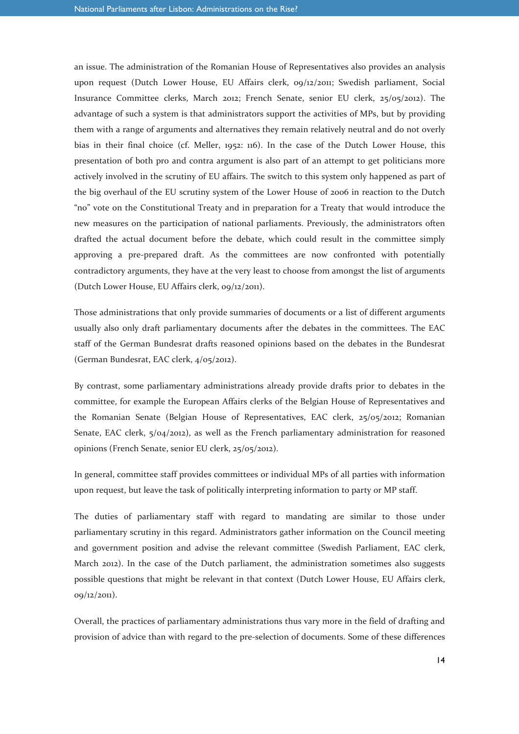an issue. The administration of the Romanian House of Representatives also provides an analysis upon request (Dutch Lower House, EU Affairs clerk, 09/12/2011; Swedish parliament, Social Insurance Committee clerks, March 2012; French Senate, senior EU clerk, 25/05/2012). The advantage of such a system is that administrators support the activities of MPs, but by providing them with a range of arguments and alternatives they remain relatively neutral and do not overly bias in their final choice (cf. Meller, 1952: 116). In the case of the Dutch Lower House, this presentation of both pro and contra argument is also part of an attempt to get politicians more actively involved in the scrutiny of EU affairs. The switch to this system only happened as part of the big overhaul of the EU scrutiny system of the Lower House of 2006 in reaction to the Dutch "no" vote on the Constitutional Treaty and in preparation for a Treaty that would introduce the new measures on the participation of national parliaments. Previously, the administrators often drafted the actual document before the debate, which could result in the committee simply approving a pre-prepared draft. As the committees are now confronted with potentially contradictory arguments, they have at the very least to choose from amongst the list of arguments (Dutch Lower House, EU Affairs clerk, 09/12/2011).

Those administrations that only provide summaries of documents or a list of different arguments usually also only draft parliamentary documents after the debates in the committees. The EAC staff of the German Bundesrat drafts reasoned opinions based on the debates in the Bundesrat (German Bundesrat, EAC clerk, 4/05/2012).

By contrast, some parliamentary administrations already provide drafts prior to debates in the committee, for example the European Affairs clerks of the Belgian House of Representatives and the Romanian Senate (Belgian House of Representatives, EAC clerk, 25/05/2012; Romanian Senate, EAC clerk, 5/04/2012), as well as the French parliamentary administration for reasoned opinions (French Senate, senior EU clerk, 25/05/2012).

In general, committee staff provides committees or individual MPs of all parties with information upon request, but leave the task of politically interpreting information to party or MP staff.

The duties of parliamentary staff with regard to mandating are similar to those under parliamentary scrutiny in this regard. Administrators gather information on the Council meeting and government position and advise the relevant committee (Swedish Parliament, EAC clerk, March 2012). In the case of the Dutch parliament, the administration sometimes also suggests possible questions that might be relevant in that context (Dutch Lower House, EU Affairs clerk, 09/12/2011).

Overall, the practices of parliamentary administrations thus vary more in the field of drafting and provision of advice than with regard to the pre-selection of documents. Some of these differences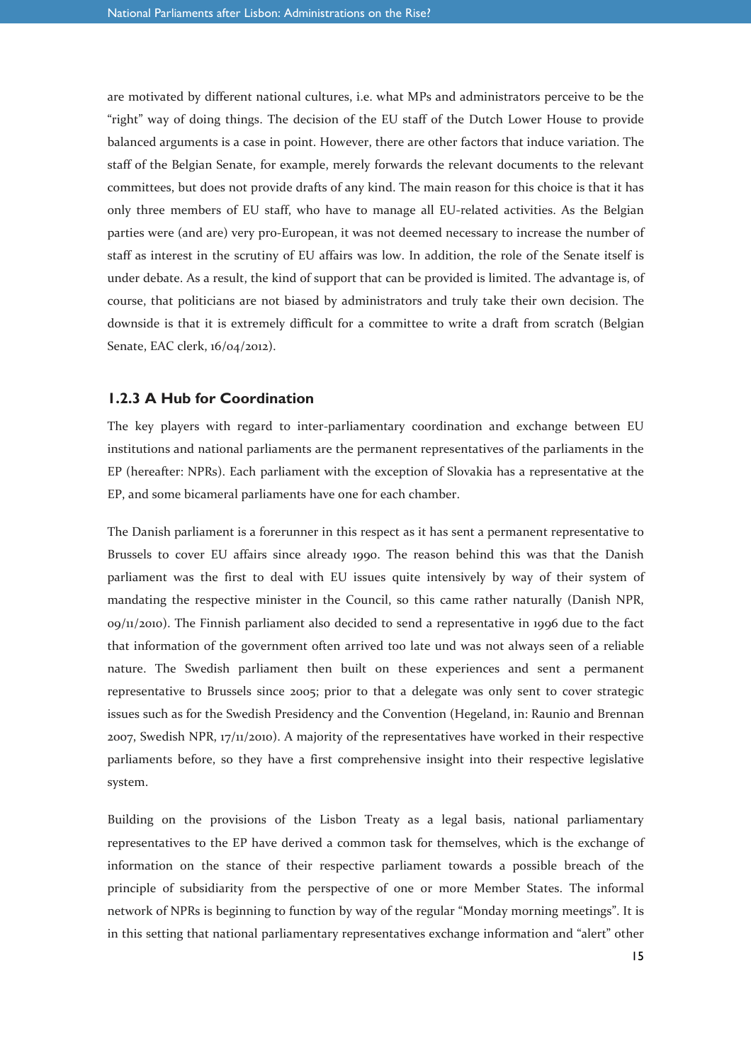are motivated by different national cultures, i.e. what MPs and administrators perceive to be the "right" way of doing things. The decision of the EU staff of the Dutch Lower House to provide balanced arguments is a case in point. However, there are other factors that induce variation. The staff of the Belgian Senate, for example, merely forwards the relevant documents to the relevant committees, but does not provide drafts of any kind. The main reason for this choice is that it has only three members of EU staff, who have to manage all EU-related activities. As the Belgian parties were (and are) very pro-European, it was not deemed necessary to increase the number of staff as interest in the scrutiny of EU affairs was low. In addition, the role of the Senate itself is under debate. As a result, the kind of support that can be provided is limited. The advantage is, of course, that politicians are not biased by administrators and truly take their own decision. The downside is that it is extremely difficult for a committee to write a draft from scratch (Belgian Senate, EAC clerk, 16/04/2012).

### 1.2.3 A Hub for Coordination

The key players with regard to inter-parliamentary coordination and exchange between EU institutions and national parliaments are the permanent representatives of the parliaments in the EP (hereafter: NPRs). Each parliament with the exception of Slovakia has a representative at the EP, and some bicameral parliaments have one for each chamber.

The Danish parliament is a forerunner in this respect as it has sent a permanent representative to Brussels to cover EU affairs since already 1990. The reason behind this was that the Danish parliament was the first to deal with EU issues quite intensively by way of their system of mandating the respective minister in the Council, so this came rather naturally (Danish NPR, 09/11/2010). The Finnish parliament also decided to send a representative in 1996 due to the fact that information of the government often arrived too late und was not always seen of a reliable nature. The Swedish parliament then built on these experiences and sent a permanent representative to Brussels since 2005; prior to that a delegate was only sent to cover strategic issues such as for the Swedish Presidency and the Convention (Hegeland, in: Raunio and Brennan 2007, Swedish NPR, 17/11/2010). A majority of the representatives have worked in their respective parliaments before, so they have a first comprehensive insight into their respective legislative system.

Building on the provisions of the Lisbon Treaty as a legal basis, national parliamentary representatives to the EP have derived a common task for themselves, which is the exchange of information on the stance of their respective parliament towards a possible breach of the principle of subsidiarity from the perspective of one or more Member States. The informal network of NPRs is beginning to function by way of the regular "Monday morning meetings". It is in this setting that national parliamentary representatives exchange information and "alert" other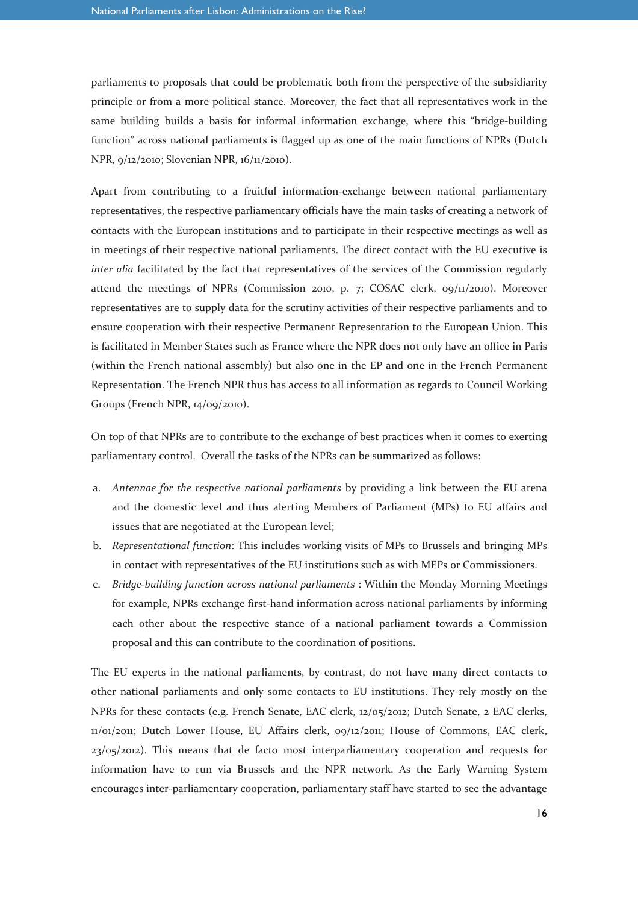parliaments to proposals that could be problematic both from the perspective of the subsidiarity principle or from a more political stance. Moreover, the fact that all representatives work in the same building builds a basis for informal information exchange, where this "bridge-building function" across national parliaments is flagged up as one of the main functions of NPRs (Dutch NPR, 9/12/2010; Slovenian NPR, 16/11/2010).

Apart from contributing to a fruitful information-exchange between national parliamentary representatives, the respective parliamentary officials have the main tasks of creating a network of contacts with the European institutions and to participate in their respective meetings as well as in meetings of their respective national parliaments. The direct contact with the EU executive is *inter alia* facilitated by the fact that representatives of the services of the Commission regularly attend the meetings of NPRs (Commission 2010, p. 7; COSAC clerk, 09/11/2010). Moreover representatives are to supply data for the scrutiny activities of their respective parliaments and to ensure cooperation with their respective Permanent Representation to the European Union. This is facilitated in Member States such as France where the NPR does not only have an office in Paris (within the French national assembly) but also one in the EP and one in the French Permanent Representation. The French NPR thus has access to all information as regards to Council Working Groups (French NPR, 14/09/2010).

On top of that NPRs are to contribute to the exchange of best practices when it comes to exerting parliamentary control. Overall the tasks of the NPRs can be summarized as follows:

a. *Antennae for the respective national parliaments* by providing a link between the EU arena and the domestic level and thus alerting Members of Parliament (MPs) to EU affairs and issues that are negotiated at the European level;
b. *Representational function*: This includes working visits of MPs to Brussels and bringing MPs in contact with representatives of the EU institutions such as with MEPs or Commissioners.
c. *Bridge-building function across national parliaments* : Within the Monday Morning Meetings for example, NPRs exchange first-hand information across national parliaments by informing each other about the respective stance of a national parliament towards a Commission proposal and this can contribute to the coordination of positions.

The EU experts in the national parliaments, by contrast, do not have many direct contacts to other national parliaments and only some contacts to EU institutions. They rely mostly on the NPRs for these contacts (e.g. French Senate, EAC clerk, 12/05/2012; Dutch Senate, 2 EAC clerks, 11/01/2011; Dutch Lower House, EU Affairs clerk, 09/12/2011; House of Commons, EAC clerk, 23/05/2012). This means that de facto most interparliamentary cooperation and requests for information have to run via Brussels and the NPR network. As the Early Warning System encourages inter-parliamentary cooperation, parliamentary staff have started to see the advantage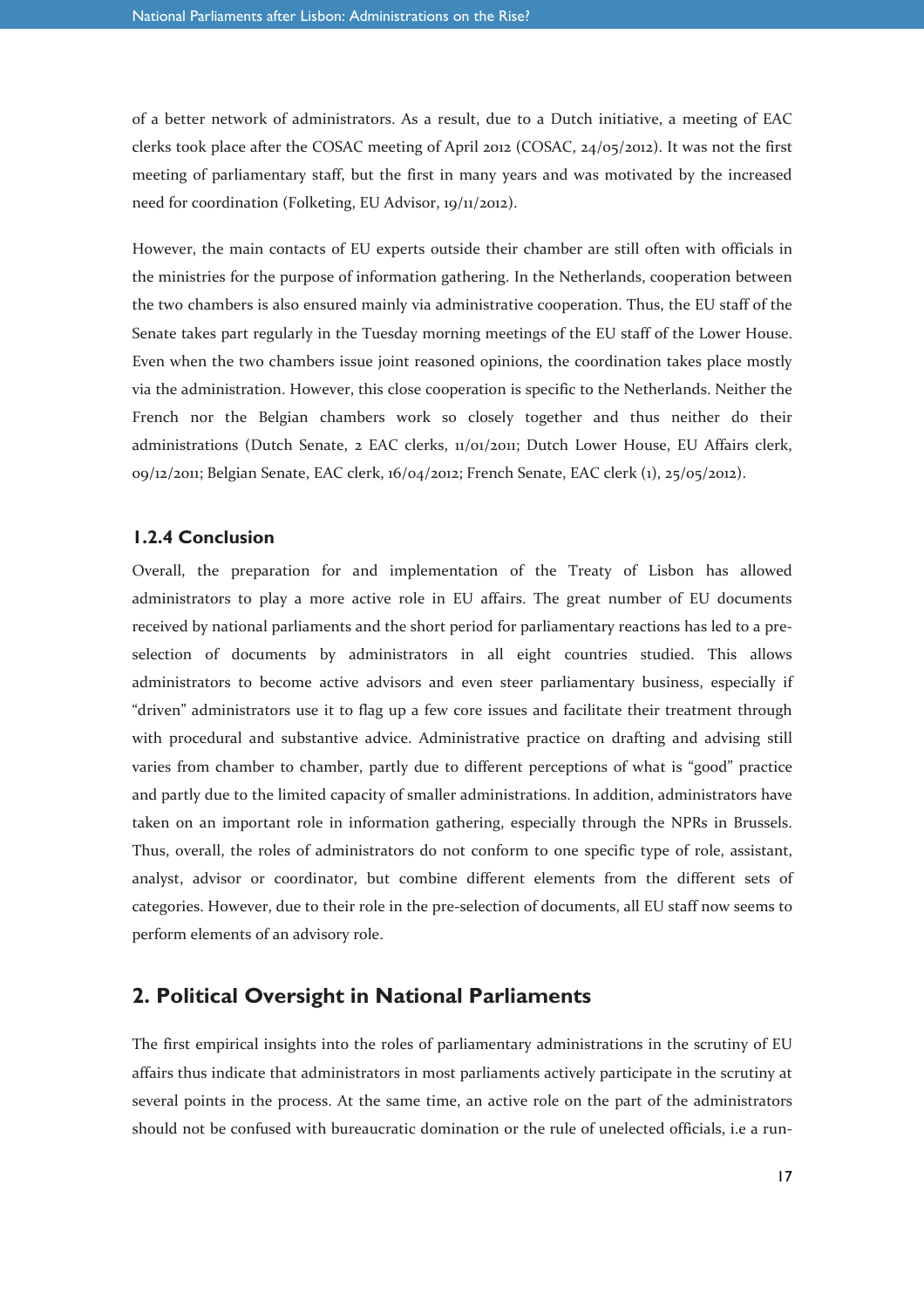of a better network of administrators. As a result, due to a Dutch initiative, a meeting of EAC clerks took place after the COSAC meeting of April 2012 (COSAC, 24/05/2012). It was not the first meeting of parliamentary staff, but the first in many years and was motivated by the increased need for coordination (Folketing, EU Advisor, 19/11/2012).

However, the main contacts of EU experts outside their chamber are still often with officials in the ministries for the purpose of information gathering. In the Netherlands, cooperation between the two chambers is also ensured mainly via administrative cooperation. Thus, the EU staff of the Senate takes part regularly in the Tuesday morning meetings of the EU staff of the Lower House. Even when the two chambers issue joint reasoned opinions, the coordination takes place mostly via the administration. However, this close cooperation is specific to the Netherlands. Neither the French nor the Belgian chambers work so closely together and thus neither do their administrations (Dutch Senate, 2 EAC clerks, 11/01/2011; Dutch Lower House, EU Affairs clerk, 09/12/2011; Belgian Senate, EAC clerk, 16/04/2012; French Senate, EAC clerk (1), 25/05/2012).

### 1.2.4 Conclusion

Overall, the preparation for and implementation of the Treaty of Lisbon has allowed administrators to play a more active role in EU affairs. The great number of EU documents received by national parliaments and the short period for parliamentary reactions has led to a pre-selection of documents by administrators in all eight countries studied. This allows administrators to become active advisors and even steer parliamentary business, especially if "driven" administrators use it to flag up a few core issues and facilitate their treatment through with procedural and substantive advice. Administrative practice on drafting and advising still varies from chamber to chamber, partly due to different perceptions of what is "good" practice and partly due to the limited capacity of smaller administrations. In addition, administrators have taken on an important role in information gathering, especially through the NPRs in Brussels. Thus, overall, the roles of administrators do not conform to one specific type of role, assistant, analyst, advisor or coordinator, but combine different elements from the different sets of categories. However, due to their role in the pre-selection of documents, all EU staff now seems to perform elements of an advisory role.

## 2. Political Oversight in National Parliaments

The first empirical insights into the roles of parliamentary administrations in the scrutiny of EU affairs thus indicate that administrators in most parliaments actively participate in the scrutiny at several points in the process. At the same time, an active role on the part of the administrators should not be confused with bureaucratic domination or the rule of unelected officials, i.e a run-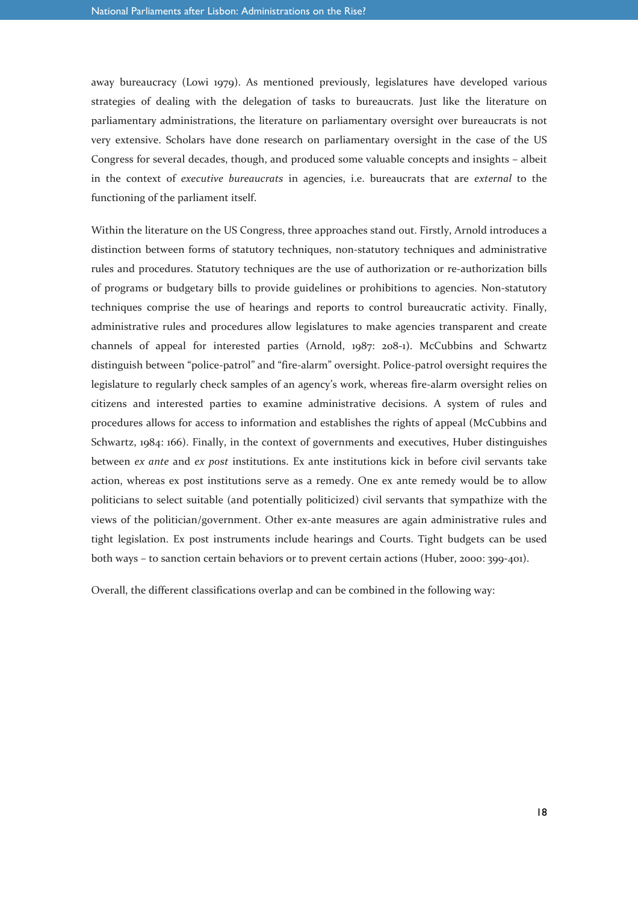away bureaucracy (Lowi 1979). As mentioned previously, legislatures have developed various strategies of dealing with the delegation of tasks to bureaucrats. Just like the literature on parliamentary administrations, the literature on parliamentary oversight over bureaucrats is not very extensive. Scholars have done research on parliamentary oversight in the case of the US Congress for several decades, though, and produced some valuable concepts and insights – albeit in the context of *executive bureaucrats* in agencies, i.e. bureaucrats that are *external* to the functioning of the parliament itself.

Within the literature on the US Congress, three approaches stand out. Firstly, Arnold introduces a distinction between forms of statutory techniques, non-statutory techniques and administrative rules and procedures. Statutory techniques are the use of authorization or re-authorization bills of programs or budgetary bills to provide guidelines or prohibitions to agencies. Non-statutory techniques comprise the use of hearings and reports to control bureaucratic activity. Finally, administrative rules and procedures allow legislatures to make agencies transparent and create channels of appeal for interested parties (Arnold, 1987: 208-1). McCubbins and Schwartz distinguish between "police-patrol" and "fire-alarm" oversight. Police-patrol oversight requires the legislature to regularly check samples of an agency's work, whereas fire-alarm oversight relies on citizens and interested parties to examine administrative decisions. A system of rules and procedures allows for access to information and establishes the rights of appeal (McCubbins and Schwartz, 1984: 166). Finally, in the context of governments and executives, Huber distinguishes between *ex ante* and *ex post* institutions. Ex ante institutions kick in before civil servants take action, whereas ex post institutions serve as a remedy. One ex ante remedy would be to allow politicians to select suitable (and potentially politicized) civil servants that sympathize with the views of the politician/government. Other ex-ante measures are again administrative rules and tight legislation. Ex post instruments include hearings and Courts. Tight budgets can be used both ways – to sanction certain behaviors or to prevent certain actions (Huber, 2000: 399-401).

Overall, the different classifications overlap and can be combined in the following way: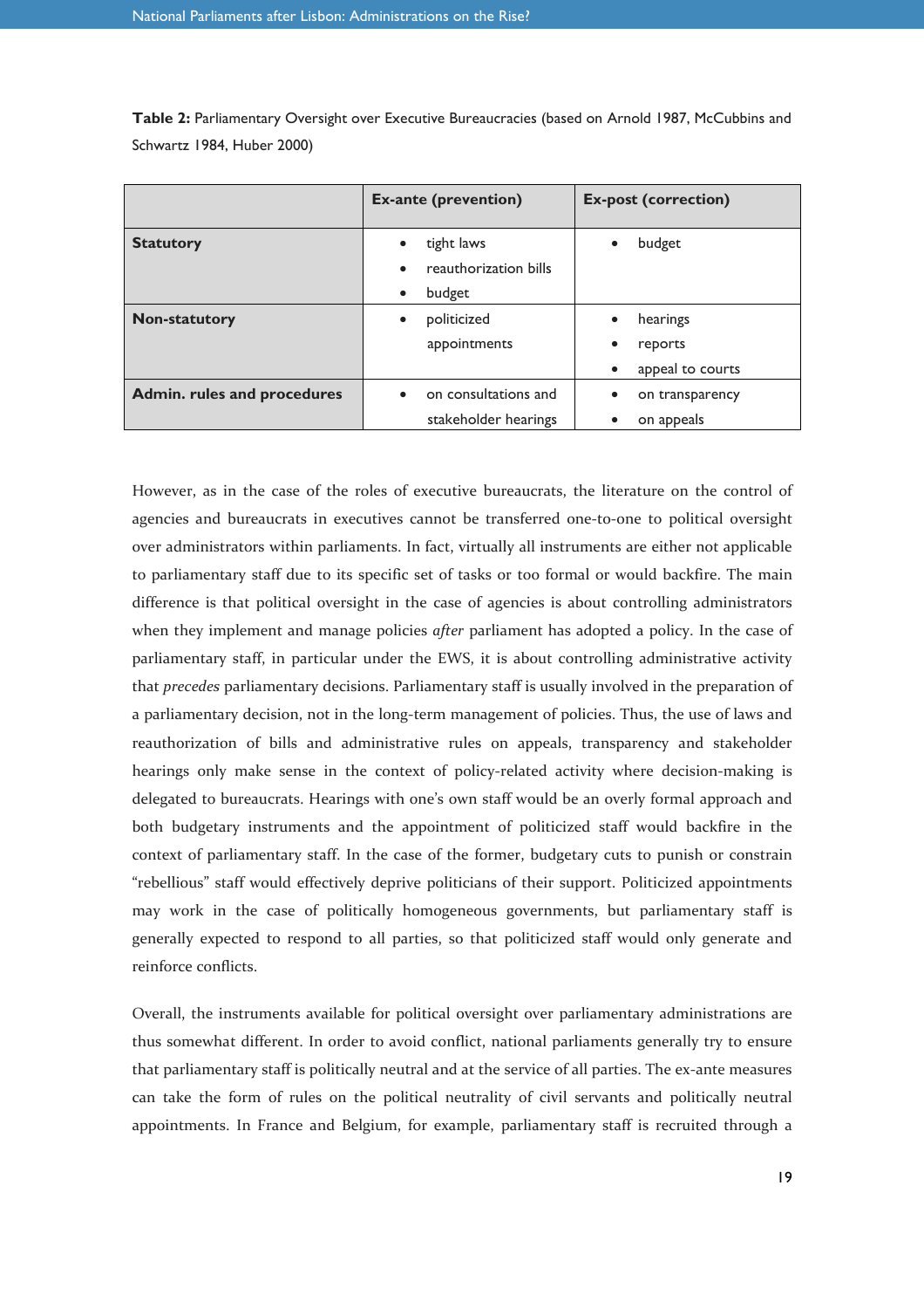**Table 2:** Parliamentary Oversight over Executive Bureaucracies (based on Arnold 1987, McCubbins and Schwartz 1984, Huber 2000)

| | Ex-ante (prevention) | Ex-post (correction) |
|---|---|---|
| **Statutory** | • tight laws<br>• reauthorization bills<br>• budget | • budget |
| **Non-statutory** | • politicized appointments | • hearings<br>• reports<br>• appeal to courts |
| **Admin. rules and procedures** | • on consultations and stakeholder hearings | • on transparency<br>• on appeals |

However, as in the case of the roles of executive bureaucrats, the literature on the control of agencies and bureaucrats in executives cannot be transferred one-to-one to political oversight over administrators within parliaments. In fact, virtually all instruments are either not applicable to parliamentary staff due to its specific set of tasks or too formal or would backfire. The main difference is that political oversight in the case of agencies is about controlling administrators when they implement and manage policies *after* parliament has adopted a policy. In the case of parliamentary staff, in particular under the EWS, it is about controlling administrative activity that *precedes* parliamentary decisions. Parliamentary staff is usually involved in the preparation of a parliamentary decision, not in the long-term management of policies. Thus, the use of laws and reauthorization of bills and administrative rules on appeals, transparency and stakeholder hearings only make sense in the context of policy-related activity where decision-making is delegated to bureaucrats. Hearings with one's own staff would be an overly formal approach and both budgetary instruments and the appointment of politicized staff would backfire in the context of parliamentary staff. In the case of the former, budgetary cuts to punish or constrain "rebellious" staff would effectively deprive politicians of their support. Politicized appointments may work in the case of politically homogeneous governments, but parliamentary staff is generally expected to respond to all parties, so that politicized staff would only generate and reinforce conflicts.

Overall, the instruments available for political oversight over parliamentary administrations are thus somewhat different. In order to avoid conflict, national parliaments generally try to ensure that parliamentary staff is politically neutral and at the service of all parties. The ex-ante measures can take the form of rules on the political neutrality of civil servants and politically neutral appointments. In France and Belgium, for example, parliamentary staff is recruited through a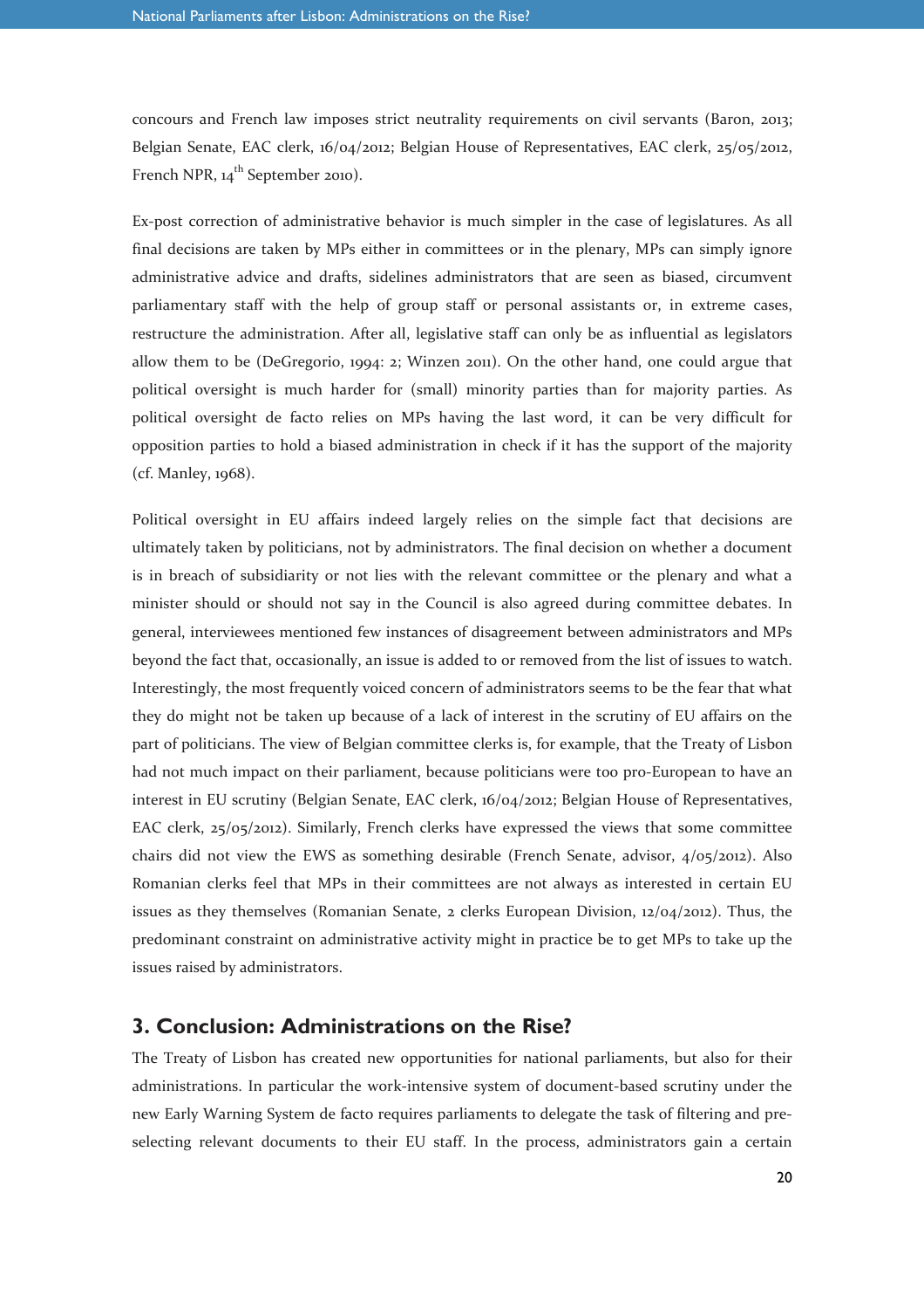concours and French law imposes strict neutrality requirements on civil servants (Baron, 2013; Belgian Senate, EAC clerk, 16/04/2012; Belgian House of Representatives, EAC clerk, 25/05/2012, French NPR, 14th September 2010).

Ex-post correction of administrative behavior is much simpler in the case of legislatures. As all final decisions are taken by MPs either in committees or in the plenary, MPs can simply ignore administrative advice and drafts, sidelines administrators that are seen as biased, circumvent parliamentary staff with the help of group staff or personal assistants or, in extreme cases, restructure the administration. After all, legislative staff can only be as influential as legislators allow them to be (DeGregorio, 1994: 2; Winzen 2011). On the other hand, one could argue that political oversight is much harder for (small) minority parties than for majority parties. As political oversight de facto relies on MPs having the last word, it can be very difficult for opposition parties to hold a biased administration in check if it has the support of the majority (cf. Manley, 1968).

Political oversight in EU affairs indeed largely relies on the simple fact that decisions are ultimately taken by politicians, not by administrators. The final decision on whether a document is in breach of subsidiarity or not lies with the relevant committee or the plenary and what a minister should or should not say in the Council is also agreed during committee debates. In general, interviewees mentioned few instances of disagreement between administrators and MPs beyond the fact that, occasionally, an issue is added to or removed from the list of issues to watch. Interestingly, the most frequently voiced concern of administrators seems to be the fear that what they do might not be taken up because of a lack of interest in the scrutiny of EU affairs on the part of politicians. The view of Belgian committee clerks is, for example, that the Treaty of Lisbon had not much impact on their parliament, because politicians were too pro-European to have an interest in EU scrutiny (Belgian Senate, EAC clerk, 16/04/2012; Belgian House of Representatives, EAC clerk, 25/05/2012). Similarly, French clerks have expressed the views that some committee chairs did not view the EWS as something desirable (French Senate, advisor, 4/05/2012). Also Romanian clerks feel that MPs in their committees are not always as interested in certain EU issues as they themselves (Romanian Senate, 2 clerks European Division, 12/04/2012). Thus, the predominant constraint on administrative activity might in practice be to get MPs to take up the issues raised by administrators.

## 3. Conclusion: Administrations on the Rise?

The Treaty of Lisbon has created new opportunities for national parliaments, but also for their administrations. In particular the work-intensive system of document-based scrutiny under the new Early Warning System de facto requires parliaments to delegate the task of filtering and pre-selecting relevant documents to their EU staff. In the process, administrators gain a certain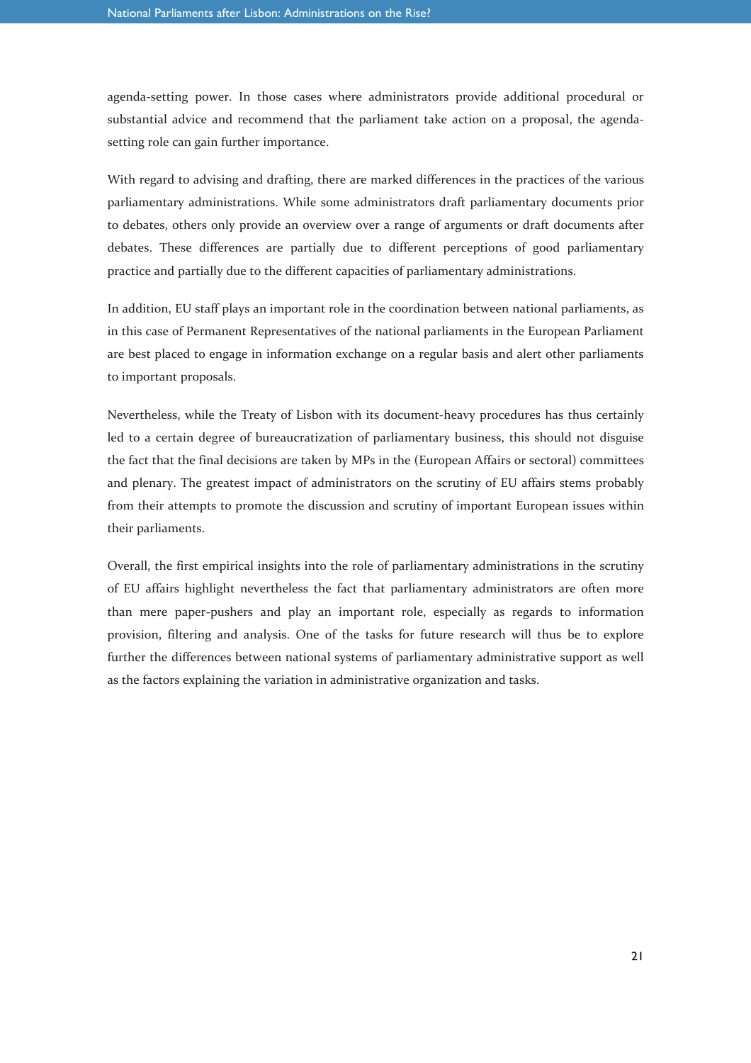agenda-setting power. In those cases where administrators provide additional procedural or substantial advice and recommend that the parliament take action on a proposal, the agenda-setting role can gain further importance.

With regard to advising and drafting, there are marked differences in the practices of the various parliamentary administrations. While some administrators draft parliamentary documents prior to debates, others only provide an overview over a range of arguments or draft documents after debates. These differences are partially due to different perceptions of good parliamentary practice and partially due to the different capacities of parliamentary administrations.

In addition, EU staff plays an important role in the coordination between national parliaments, as in this case of Permanent Representatives of the national parliaments in the European Parliament are best placed to engage in information exchange on a regular basis and alert other parliaments to important proposals.

Nevertheless, while the Treaty of Lisbon with its document-heavy procedures has thus certainly led to a certain degree of bureaucratization of parliamentary business, this should not disguise the fact that the final decisions are taken by MPs in the (European Affairs or sectoral) committees and plenary. The greatest impact of administrators on the scrutiny of EU affairs stems probably from their attempts to promote the discussion and scrutiny of important European issues within their parliaments.

Overall, the first empirical insights into the role of parliamentary administrations in the scrutiny of EU affairs highlight nevertheless the fact that parliamentary administrators are often more than mere paper-pushers and play an important role, especially as regards to information provision, filtering and analysis. One of the tasks for future research will thus be to explore further the differences between national systems of parliamentary administrative support as well as the factors explaining the variation in administrative organization and tasks.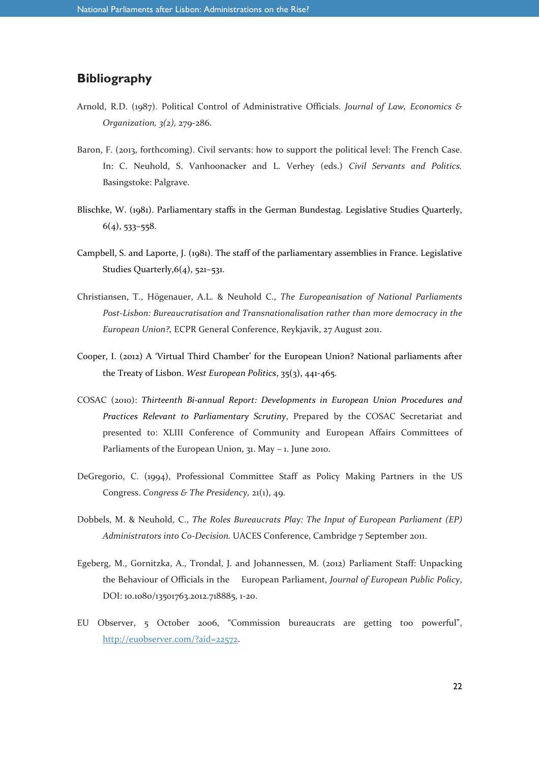## Bibliography

Arnold, R.D. (1987). Political Control of Administrative Officials. *Journal of Law, Economics & Organization, 3(2),* 279-286.

Baron, F. (2013, forthcoming). Civil servants: how to support the political level: The French Case. In: C. Neuhold, S. Vanhoonacker and L. Verhey (eds.) *Civil Servants and Politics.* Basingstoke: Palgrave.

Blischke, W. (1981). Parliamentary staffs in the German Bundestag. Legislative Studies Quarterly, 6(4), 533–558.

Campbell, S. and Laporte, J. (1981). The staff of the parliamentary assemblies in France. Legislative Studies Quarterly,6(4), 521–531.

Christiansen, T., Högenauer, A.L. & Neuhold C., *The Europeanisation of National Parliaments Post-Lisbon: Bureaucratisation and Transnationalisation rather than more democracy in the European Union?*, ECPR General Conference, Reykjavik, 27 August 2011.

Cooper, I. (2012) A 'Virtual Third Chamber' for the European Union? National parliaments after the Treaty of Lisbon. *West European Politics*, 35(3), 441-465.

COSAC (2010): *Thirteenth Bi-annual Report: Developments in European Union Procedures and Practices Relevant to Parliamentary Scrutiny*, Prepared by the COSAC Secretariat and presented to: XLIII Conference of Community and European Affairs Committees of Parliaments of the European Union, 31. May – 1. June 2010.

DeGregorio, C. (1994), Professional Committee Staff as Policy Making Partners in the US Congress. *Congress & The Presidency*, 21(1), 49.

Dobbels, M. & Neuhold, C., *The Roles Bureaucrats Play: The Input of European Parliament (EP) Administrators into Co-Decision.* UACES Conference, Cambridge 7 September 2011.

Egeberg, M., Gornitzka, A., Trondal, J. and Johannessen, M. (2012) Parliament Staff: Unpacking the Behaviour of Officials in the European Parliament, *Journal of European Public Policy*, DOI: 10.1080/13501763.2012.718885, 1-20.

EU Observer, 5 October 2006, "Commission bureaucrats are getting too powerful", http://euobserver.com/?aid=22572.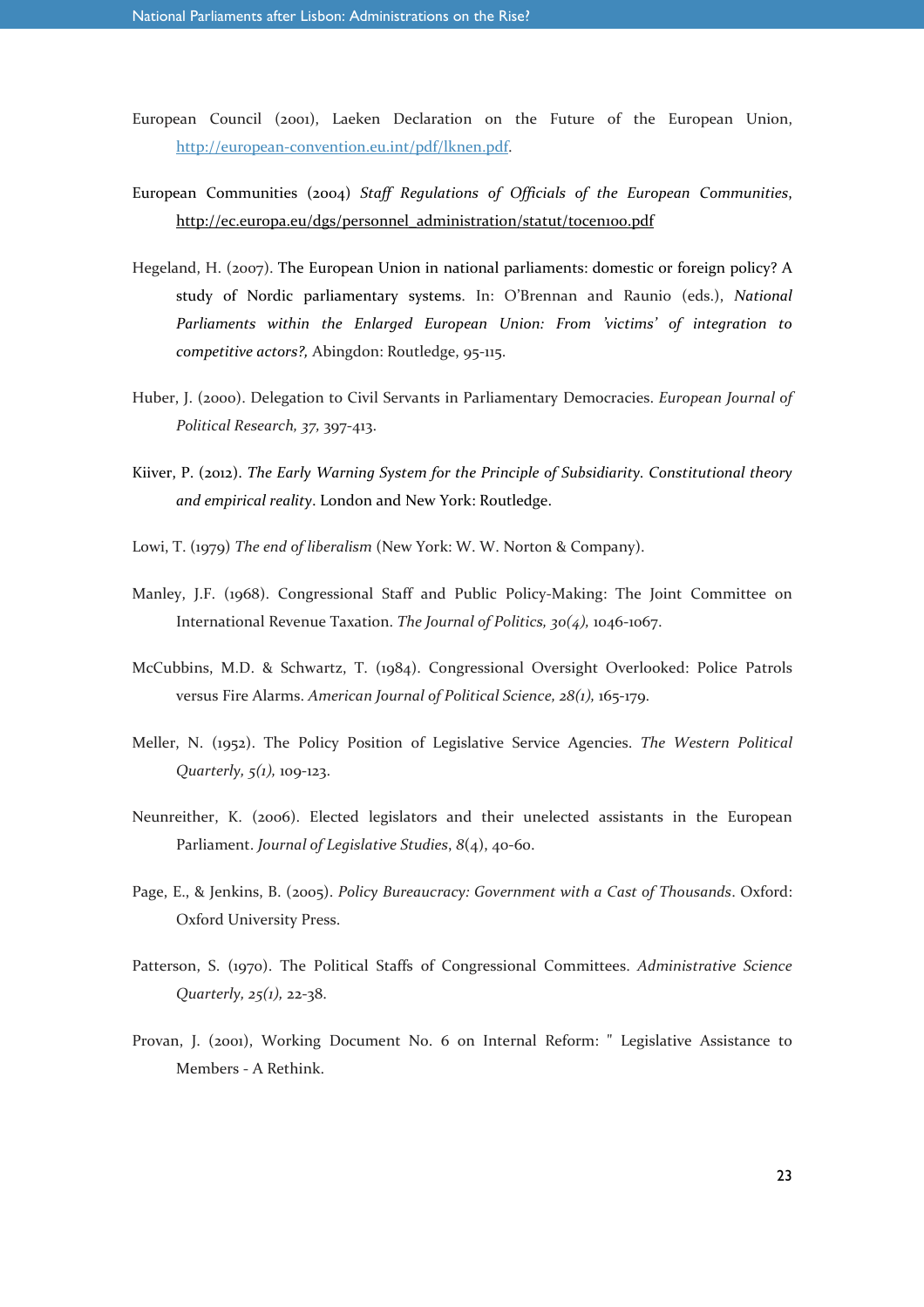European Council (2001), Laeken Declaration on the Future of the European Union, http://european-convention.eu.int/pdf/lknen.pdf.

European Communities (2004) *Staff Regulations of Officials of the European Communities*, http://ec.europa.eu/dgs/personnel_administration/statut/tocen100.pdf

Hegeland, H. (2007). The European Union in national parliaments: domestic or foreign policy? A study of Nordic parliamentary systems. In: O'Brennan and Raunio (eds.), *National Parliaments within the Enlarged European Union: From 'victims' of integration to competitive actors?,* Abingdon: Routledge, 95-115.

Huber, J. (2000). Delegation to Civil Servants in Parliamentary Democracies. *European Journal of Political Research, 37,* 397-413.

Kiiver, P. (2012). *The Early Warning System for the Principle of Subsidiarity. Constitutional theory and empirical reality*. London and New York: Routledge.

Lowi, T. (1979) *The end of liberalism* (New York: W. W. Norton & Company).

Manley, J.F. (1968). Congressional Staff and Public Policy-Making: The Joint Committee on International Revenue Taxation. *The Journal of Politics, 30(4),* 1046-1067.

McCubbins, M.D. & Schwartz, T. (1984). Congressional Oversight Overlooked: Police Patrols versus Fire Alarms. *American Journal of Political Science, 28(1),* 165-179.

Meller, N. (1952). The Policy Position of Legislative Service Agencies. *The Western Political Quarterly, 5(1),* 109-123.

Neunreither, K. (2006). Elected legislators and their unelected assistants in the European Parliament. *Journal of Legislative Studies*, *8*(4), 40-60.

Page, E., & Jenkins, B. (2005). *Policy Bureaucracy: Government with a Cast of Thousands*. Oxford: Oxford University Press.

Patterson, S. (1970). The Political Staffs of Congressional Committees. *Administrative Science Quarterly, 25(1),* 22-38.

Provan, J. (2001), Working Document No. 6 on Internal Reform: " Legislative Assistance to Members - A Rethink.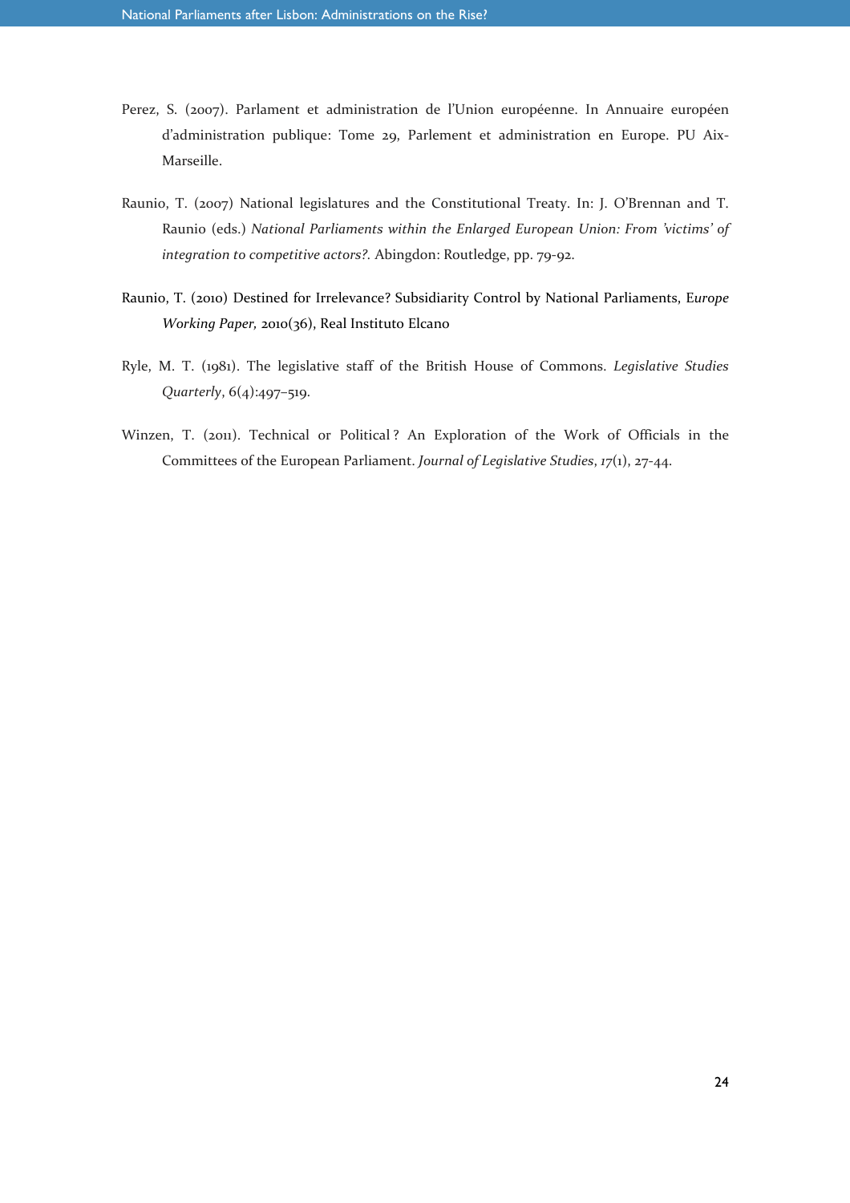Perez, S. (2007). Parlament et administration de l'Union européenne. In Annuaire européen d'administration publique: Tome 29, Parlement et administration en Europe. PU Aix-Marseille.

Raunio, T. (2007) National legislatures and the Constitutional Treaty. In: J. O'Brennan and T. Raunio (eds.) *National Parliaments within the Enlarged European Union: From 'victims' of integration to competitive actors?*. Abingdon: Routledge, pp. 79-92.

Raunio, T. (2010) Destined for Irrelevance? Subsidiarity Control by National Parliaments, E*urope Working Paper,* 2010(36), Real Instituto Elcano

Ryle, M. T. (1981). The legislative staff of the British House of Commons. *Legislative Studies Quarterly*, 6(4):497–519.

Winzen, T. (2011). Technical or Political ? An Exploration of the Work of Officials in the Committees of the European Parliament. *Journal of Legislative Studies, 17*(1), 27-44.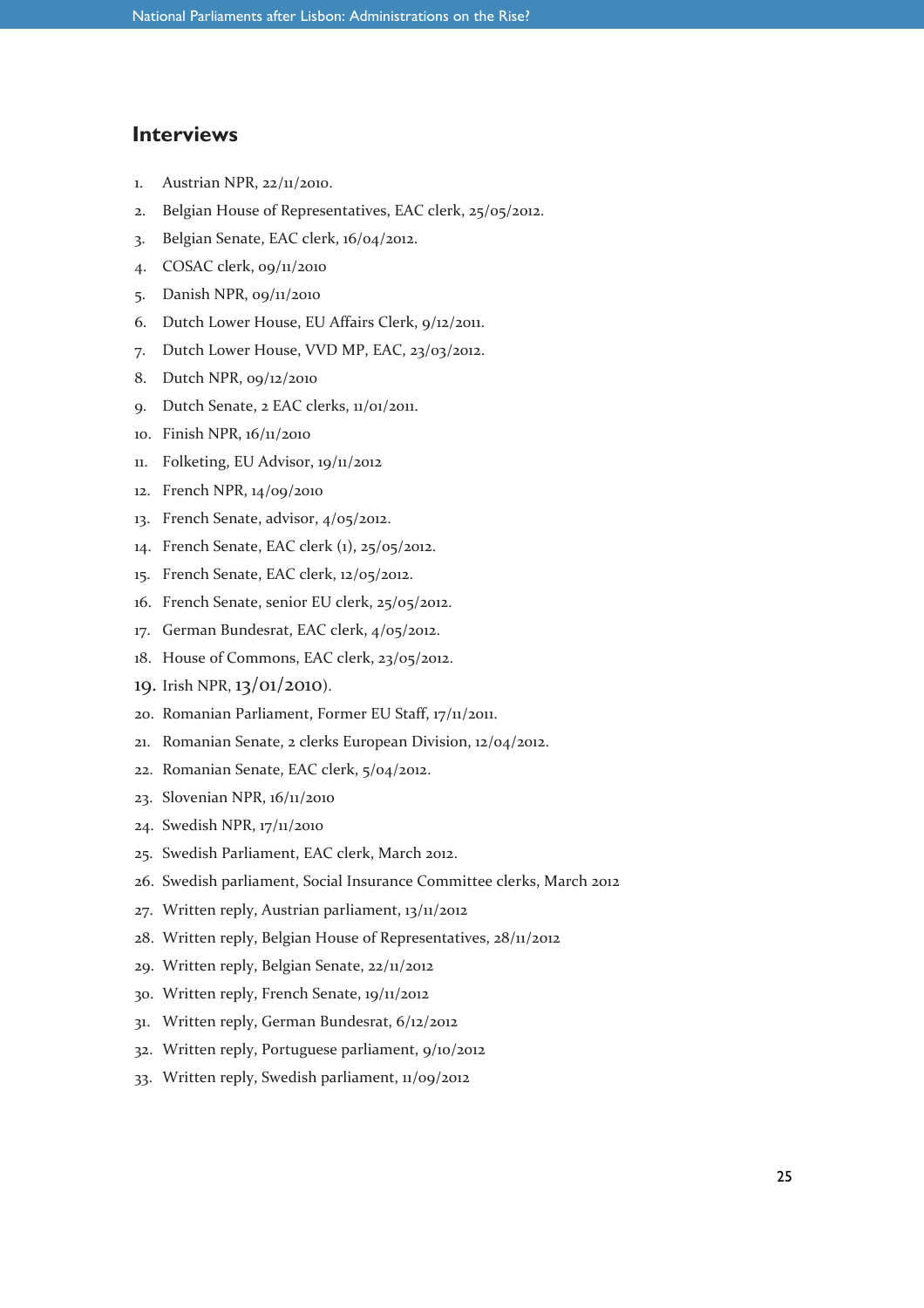## Interviews

1. Austrian NPR, 22/11/2010.
2. Belgian House of Representatives, EAC clerk, 25/05/2012.
3. Belgian Senate, EAC clerk, 16/04/2012.
4. COSAC clerk, 09/11/2010
5. Danish NPR, 09/11/2010
6. Dutch Lower House, EU Affairs Clerk, 9/12/2011.
7. Dutch Lower House, VVD MP, EAC, 23/03/2012.
8. Dutch NPR, 09/12/2010
9. Dutch Senate, 2 EAC clerks, 11/01/2011.
10. Finish NPR, 16/11/2010
11. Folketing, EU Advisor, 19/11/2012
12. French NPR, 14/09/2010
13. French Senate, advisor, 4/05/2012.
14. French Senate, EAC clerk (1), 25/05/2012.
15. French Senate, EAC clerk, 12/05/2012.
16. French Senate, senior EU clerk, 25/05/2012.
17. German Bundesrat, EAC clerk, 4/05/2012.
18. House of Commons, EAC clerk, 23/05/2012.
19. Irish NPR, 13/01/2010).
20. Romanian Parliament, Former EU Staff, 17/11/2011.
21. Romanian Senate, 2 clerks European Division, 12/04/2012.
22. Romanian Senate, EAC clerk, 5/04/2012.
23. Slovenian NPR, 16/11/2010
24. Swedish NPR, 17/11/2010
25. Swedish Parliament, EAC clerk, March 2012.
26. Swedish parliament, Social Insurance Committee clerks, March 2012
27. Written reply, Austrian parliament, 13/11/2012
28. Written reply, Belgian House of Representatives, 28/11/2012
29. Written reply, Belgian Senate, 22/11/2012
30. Written reply, French Senate, 19/11/2012
31. Written reply, German Bundesrat, 6/12/2012
32. Written reply, Portuguese parliament, 9/10/2012
33. Written reply, Swedish parliament, 11/09/2012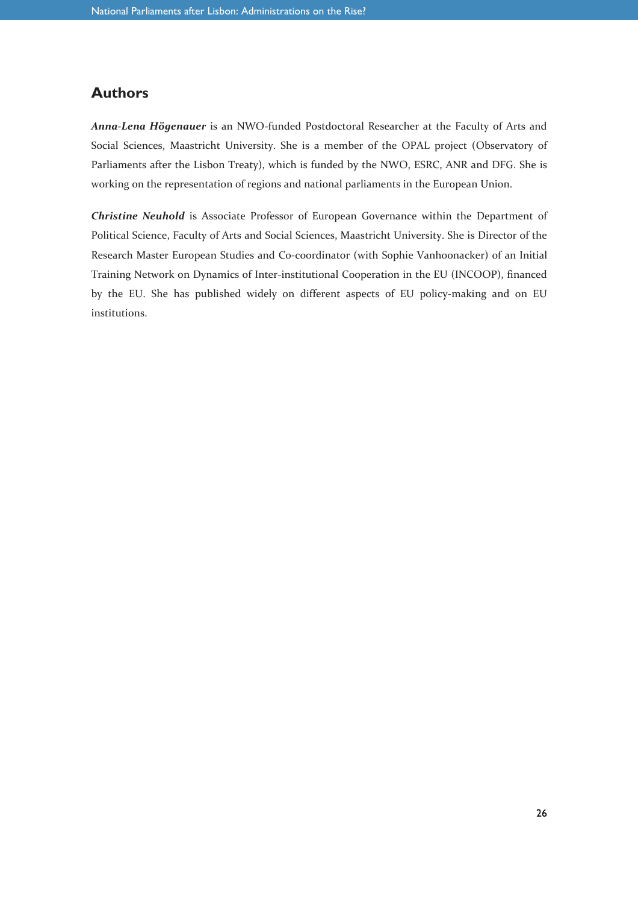## Authors

***Anna-Lena Högenauer*** is an NWO-funded Postdoctoral Researcher at the Faculty of Arts and Social Sciences, Maastricht University. She is a member of the OPAL project (Observatory of Parliaments after the Lisbon Treaty), which is funded by the NWO, ESRC, ANR and DFG. She is working on the representation of regions and national parliaments in the European Union.

***Christine Neuhold*** is Associate Professor of European Governance within the Department of Political Science, Faculty of Arts and Social Sciences, Maastricht University. She is Director of the Research Master European Studies and Co-coordinator (with Sophie Vanhoonacker) of an Initial Training Network on Dynamics of Inter-institutional Cooperation in the EU (INCOOP), financed by the EU. She has published widely on different aspects of EU policy-making and on EU institutions.